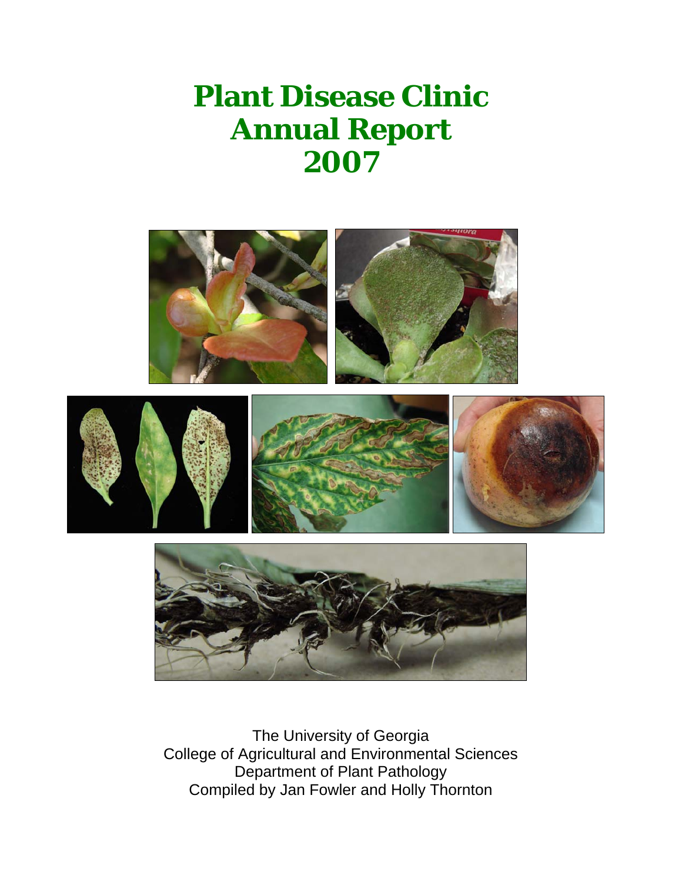# Plant Disease Clinic
# Annual Report
# 2007

The University of Georgia
College of Agricultural and Environmental Sciences
Department of Plant Pathology
Compiled by Jan Fowler and Holly Thornton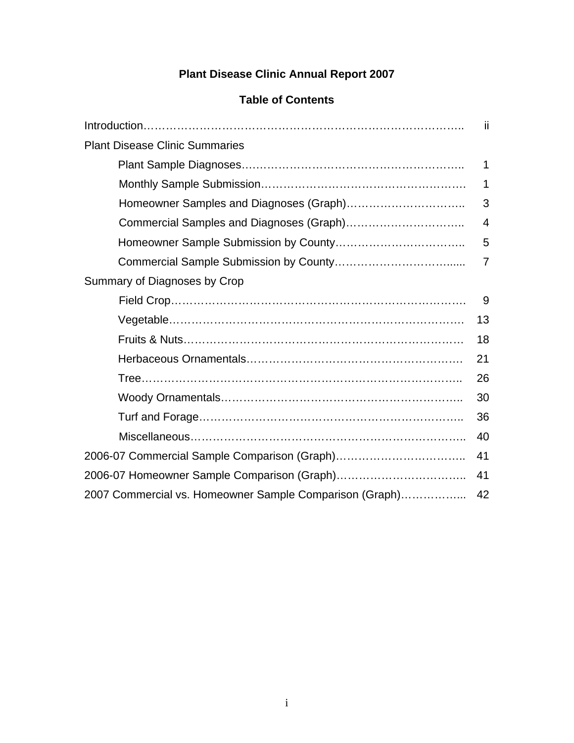# Plant Disease Clinic Annual Report 2007

## Table of Contents

| | |
|---|---|
| Introduction | ii |
| Plant Disease Clinic Summaries | |
| Plant Sample Diagnoses | 1 |
| Monthly Sample Submission | 1 |
| Homeowner Samples and Diagnoses (Graph) | 3 |
| Commercial Samples and Diagnoses (Graph) | 4 |
| Homeowner Sample Submission by County | 5 |
| Commercial Sample Submission by County | 7 |
| Summary of Diagnoses by Crop | |
| Field Crop | 9 |
| Vegetable | 13 |
| Fruits & Nuts | 18 |
| Herbaceous Ornamentals | 21 |
| Tree | 26 |
| Woody Ornamentals | 30 |
| Turf and Forage | 36 |
| Miscellaneous | 40 |
| 2006-07 Commercial Sample Comparison (Graph) | 41 |
| 2006-07 Homeowner Sample Comparison (Graph) | 41 |
| 2007 Commercial vs. Homeowner Sample Comparison (Graph) | 42 |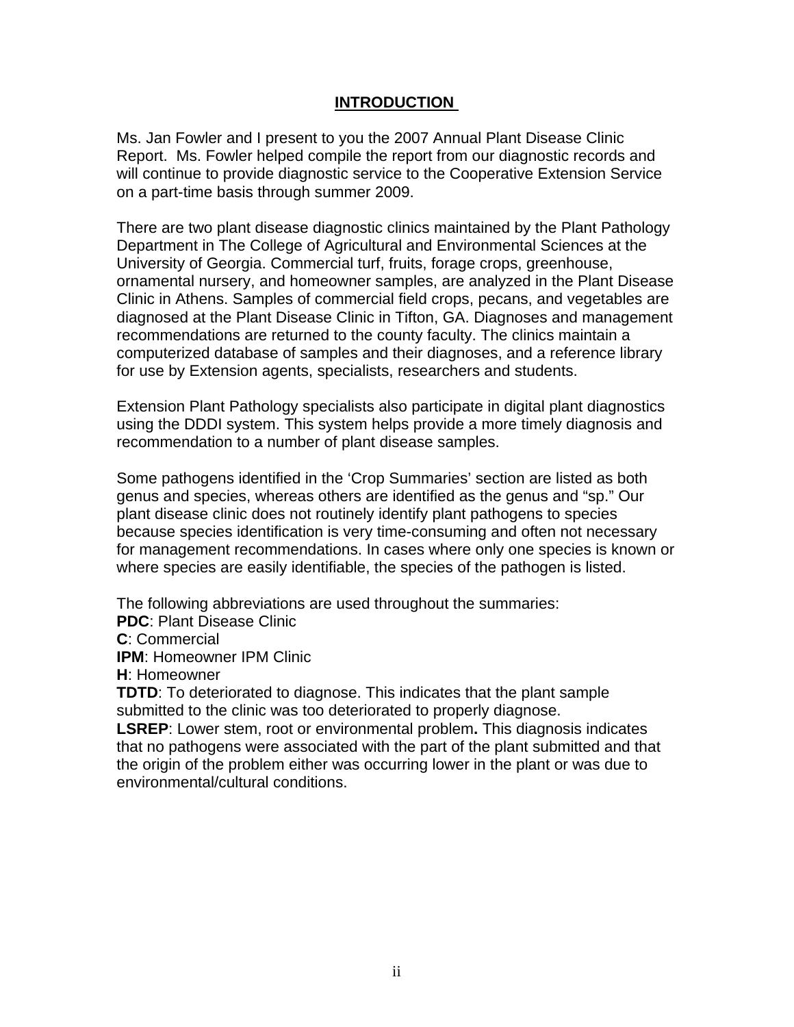# INTRODUCTION

Ms. Jan Fowler and I present to you the 2007 Annual Plant Disease Clinic Report. Ms. Fowler helped compile the report from our diagnostic records and will continue to provide diagnostic service to the Cooperative Extension Service on a part-time basis through summer 2009.

There are two plant disease diagnostic clinics maintained by the Plant Pathology Department in The College of Agricultural and Environmental Sciences at the University of Georgia. Commercial turf, fruits, forage crops, greenhouse, ornamental nursery, and homeowner samples, are analyzed in the Plant Disease Clinic in Athens. Samples of commercial field crops, pecans, and vegetables are diagnosed at the Plant Disease Clinic in Tifton, GA. Diagnoses and management recommendations are returned to the county faculty. The clinics maintain a computerized database of samples and their diagnoses, and a reference library for use by Extension agents, specialists, researchers and students.

Extension Plant Pathology specialists also participate in digital plant diagnostics using the DDDI system. This system helps provide a more timely diagnosis and recommendation to a number of plant disease samples.

Some pathogens identified in the 'Crop Summaries' section are listed as both genus and species, whereas others are identified as the genus and "sp." Our plant disease clinic does not routinely identify plant pathogens to species because species identification is very time-consuming and often not necessary for management recommendations. In cases where only one species is known or where species are easily identifiable, the species of the pathogen is listed.

The following abbreviations are used throughout the summaries:

**PDC**: Plant Disease Clinic
**C**: Commercial
**IPM**: Homeowner IPM Clinic
**H**: Homeowner
**TDTD**: To deteriorated to diagnose. This indicates that the plant sample submitted to the clinic was too deteriorated to properly diagnose.
**LSREP**: Lower stem, root or environmental problem**.** This diagnosis indicates that no pathogens were associated with the part of the plant submitted and that the origin of the problem either was occurring lower in the plant or was due to environmental/cultural conditions.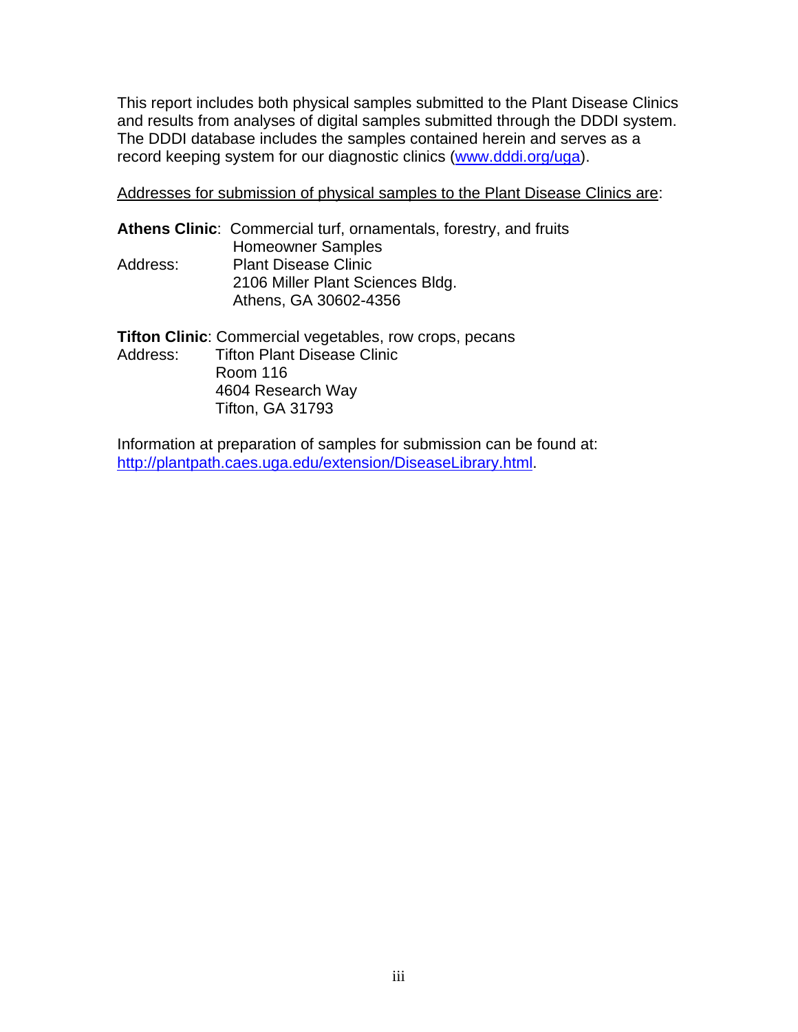This report includes both physical samples submitted to the Plant Disease Clinics and results from analyses of digital samples submitted through the DDDI system. The DDDI database includes the samples contained herein and serves as a record keeping system for our diagnostic clinics (www.dddi.org/uga).

Addresses for submission of physical samples to the Plant Disease Clinics are:

**Athens Clinic**: Commercial turf, ornamentals, forestry, and fruits
Homeowner Samples
Address: Plant Disease Clinic
2106 Miller Plant Sciences Bldg.
Athens, GA 30602-4356

**Tifton Clinic**: Commercial vegetables, row crops, pecans
Address: Tifton Plant Disease Clinic
Room 116
4604 Research Way
Tifton, GA 31793

Information at preparation of samples for submission can be found at: http://plantpath.caes.uga.edu/extension/DiseaseLibrary.html.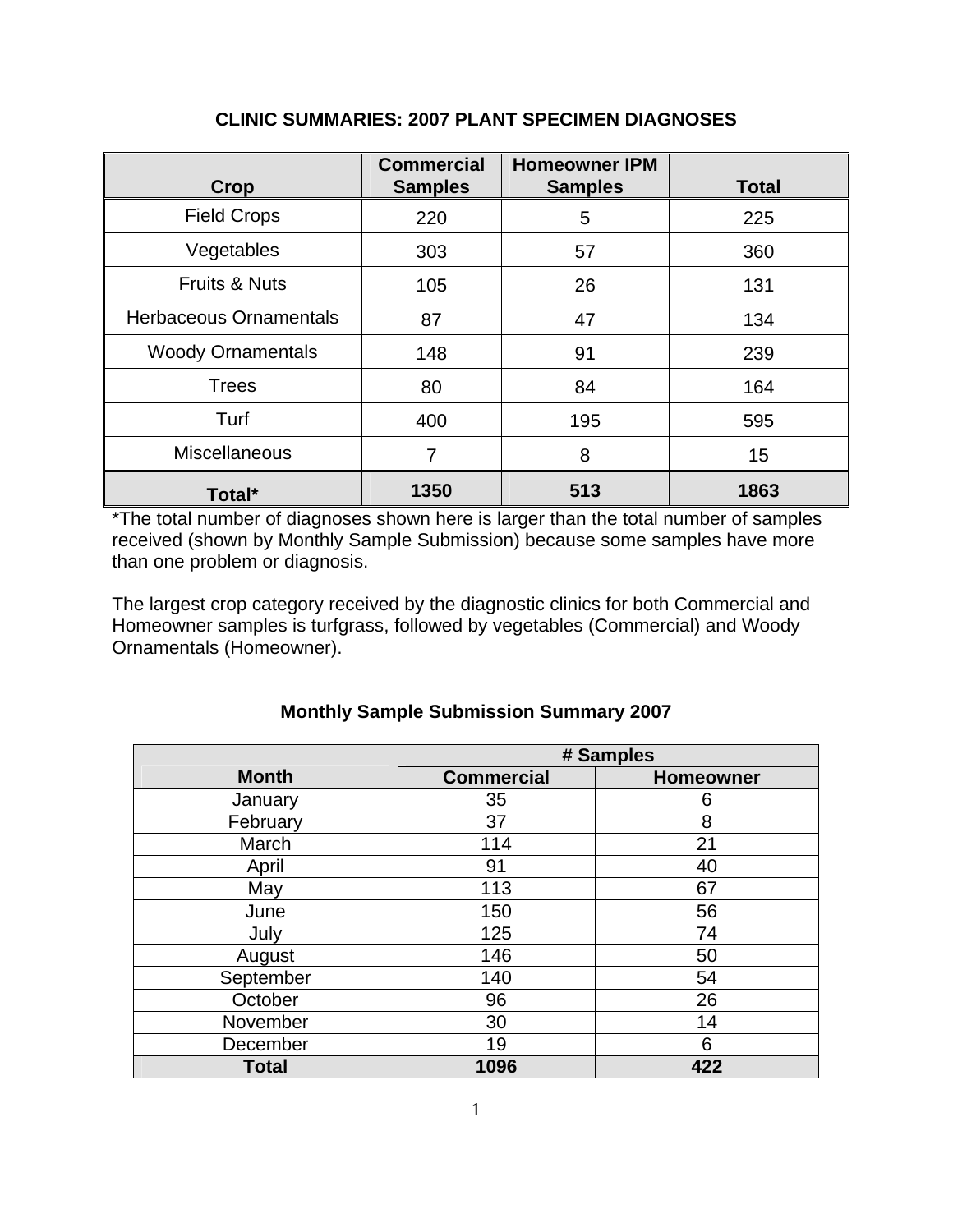## CLINIC SUMMARIES: 2007 PLANT SPECIMEN DIAGNOSES

| Crop | Commercial Samples | Homeowner IPM Samples | Total |
|---|---|---|---|
| Field Crops | 220 | 5 | 225 |
| Vegetables | 303 | 57 | 360 |
| Fruits & Nuts | 105 | 26 | 131 |
| Herbaceous Ornamentals | 87 | 47 | 134 |
| Woody Ornamentals | 148 | 91 | 239 |
| Trees | 80 | 84 | 164 |
| Turf | 400 | 195 | 595 |
| Miscellaneous | 7 | 8 | 15 |
| **Total*** | **1350** | **513** | **1863** |

*The total number of diagnoses shown here is larger than the total number of samples received (shown by Monthly Sample Submission) because some samples have more than one problem or diagnosis.

The largest crop category received by the diagnostic clinics for both Commercial and Homeowner samples is turfgrass, followed by vegetables (Commercial) and Woody Ornamentals (Homeowner).

### Monthly Sample Submission Summary 2007

| Month | # Samples | |
|---|---|---|
| | Commercial | Homeowner |
| January | 35 | 6 |
| February | 37 | 8 |
| March | 114 | 21 |
| April | 91 | 40 |
| May | 113 | 67 |
| June | 150 | 56 |
| July | 125 | 74 |
| August | 146 | 50 |
| September | 140 | 54 |
| October | 96 | 26 |
| November | 30 | 14 |
| December | 19 | 6 |
| **Total** | **1096** | **422** |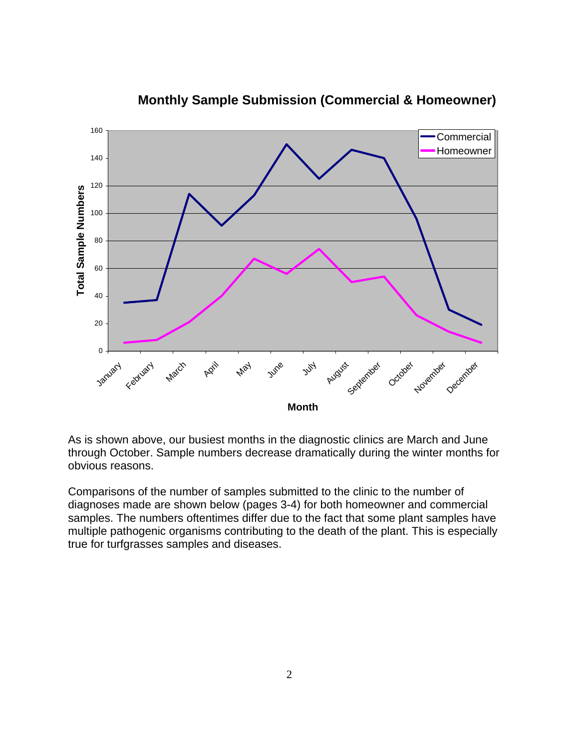## Monthly Sample Submission (Commercial & Homeowner)

As is shown above, our busiest months in the diagnostic clinics are March and June through October. Sample numbers decrease dramatically during the winter months for obvious reasons.

Comparisons of the number of samples submitted to the clinic to the number of diagnoses made are shown below (pages 3-4) for both homeowner and commercial samples. The numbers oftentimes differ due to the fact that some plant samples have multiple pathogenic organisms contributing to the death of the plant. This is especially true for turfgrasses samples and diseases.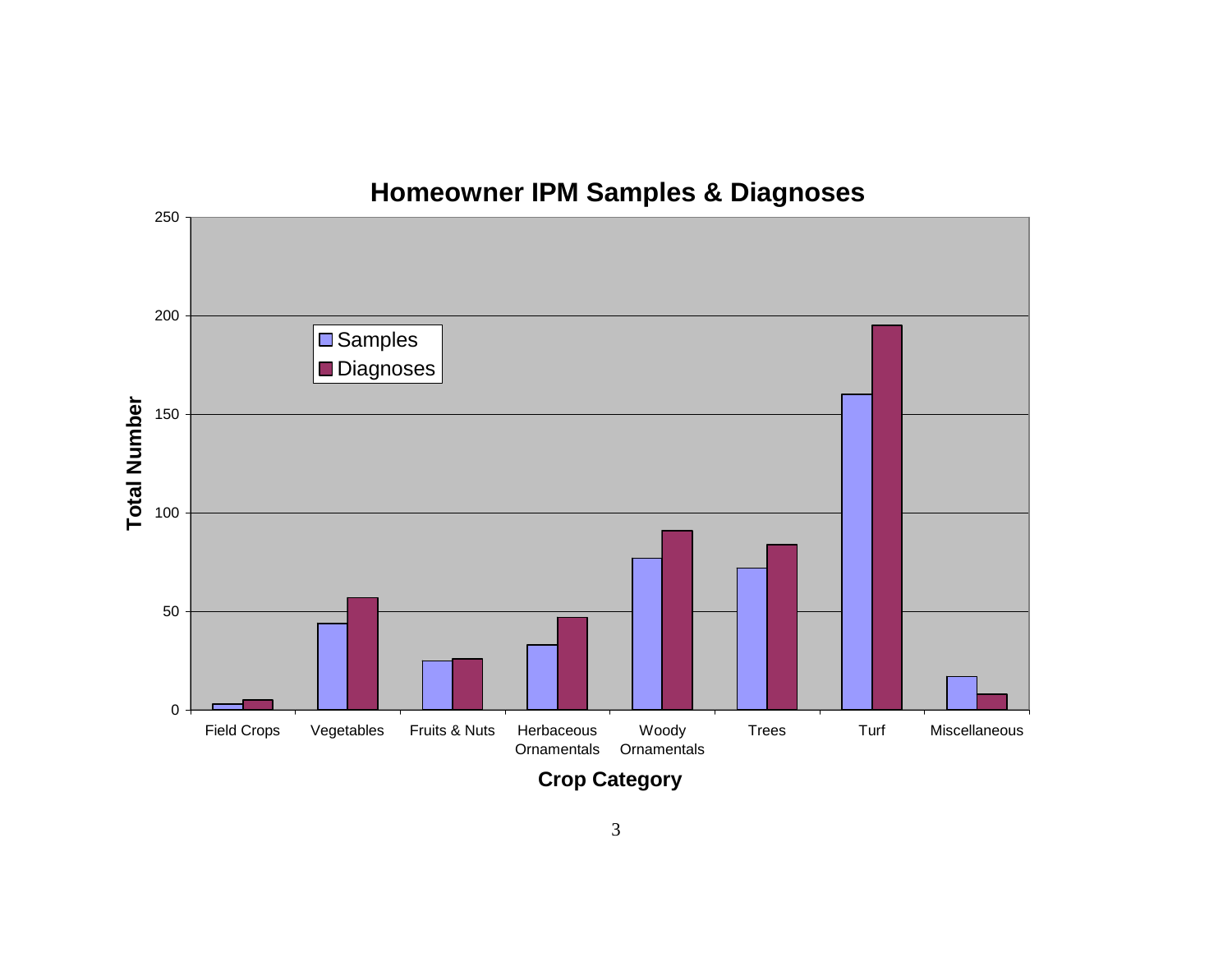## Homeowner IPM Samples & Diagnoses

| Crop Category | Samples | Diagnoses |
|---|---|---|
| Field Crops | 3 | 5 |
| Vegetables | 44 | 57 |
| Fruits & Nuts | 25 | 26 |
| Herbaceous Ornamentals | 33 | 47 |
| Woody Ornamentals | 77 | 91 |
| Trees | 72 | 84 |
| Turf | 160 | 195 |
| Miscellaneous | 17 | 8 |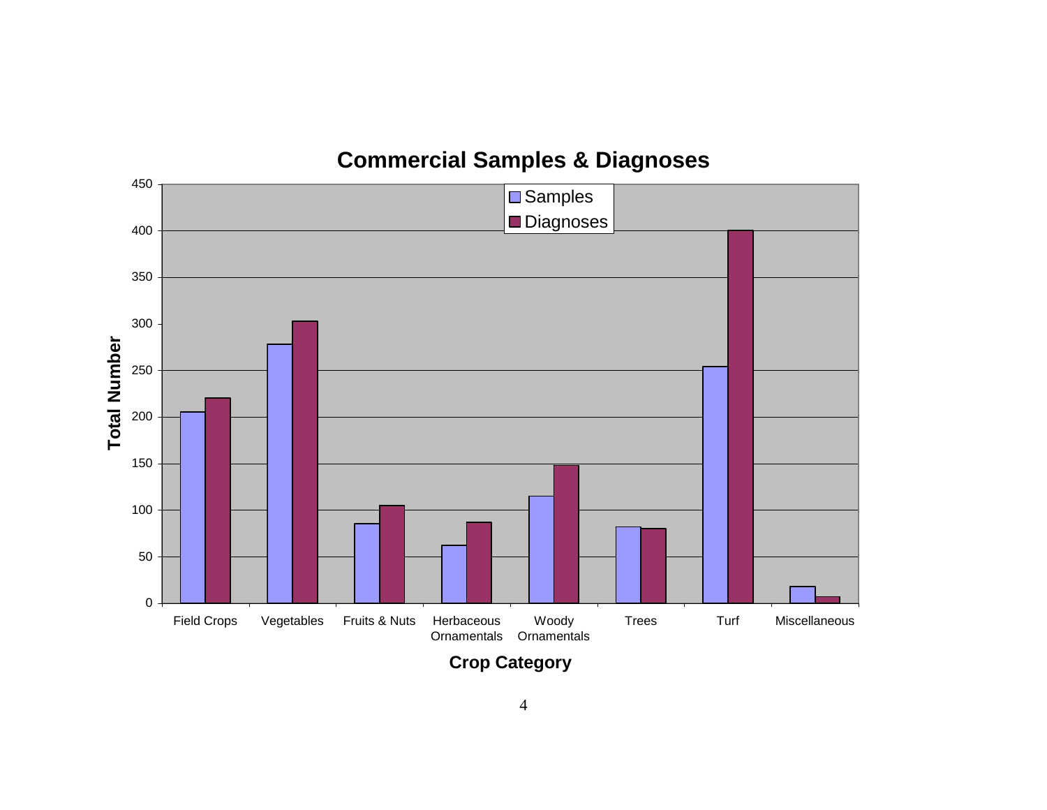## Commercial Samples & Diagnoses

| Crop Category | Samples | Diagnoses |
|---|---|---|
| Field Crops | 205 | 220 |
| Vegetables | 278 | 302 |
| Fruits & Nuts | 85 | 105 |
| Herbaceous Ornamentals | 62 | 87 |
| Woody Ornamentals | 115 | 148 |
| Trees | 82 | 80 |
| Turf | 254 | 400 |
| Miscellaneous | 18 | 7 |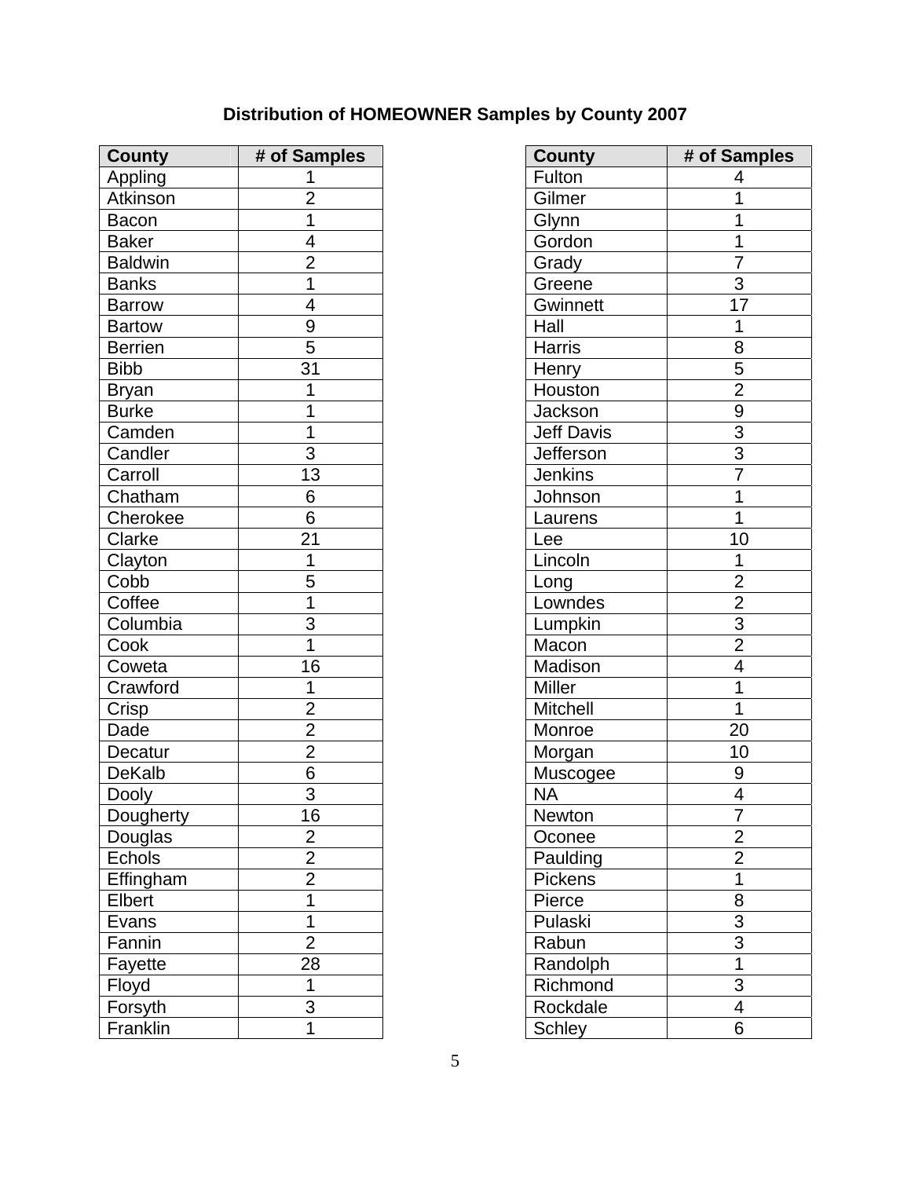**Distribution of HOMEOWNER Samples by County 2007**

| County | # of Samples |
|---|---|
| Appling | 1 |
| Atkinson | 2 |
| Bacon | 1 |
| Baker | 4 |
| Baldwin | 2 |
| Banks | 1 |
| Barrow | 4 |
| Bartow | 9 |
| Berrien | 5 |
| Bibb | 31 |
| Bryan | 1 |
| Burke | 1 |
| Camden | 1 |
| Candler | 3 |
| Carroll | 13 |
| Chatham | 6 |
| Cherokee | 6 |
| Clarke | 21 |
| Clayton | 1 |
| Cobb | 5 |
| Coffee | 1 |
| Columbia | 3 |
| Cook | 1 |
| Coweta | 16 |
| Crawford | 1 |
| Crisp | 2 |
| Dade | 2 |
| Decatur | 2 |
| DeKalb | 6 |
| Dooly | 3 |
| Dougherty | 16 |
| Douglas | 2 |
| Echols | 2 |
| Effingham | 2 |
| Elbert | 1 |
| Evans | 1 |
| Fannin | 2 |
| Fayette | 28 |
| Floyd | 1 |
| Forsyth | 3 |
| Franklin | 1 |

| County | # of Samples |
|---|---|
| Fulton | 4 |
| Gilmer | 1 |
| Glynn | 1 |
| Gordon | 1 |
| Grady | 7 |
| Greene | 3 |
| Gwinnett | 17 |
| Hall | 1 |
| Harris | 8 |
| Henry | 5 |
| Houston | 2 |
| Jackson | 9 |
| Jeff Davis | 3 |
| Jefferson | 3 |
| Jenkins | 7 |
| Johnson | 1 |
| Laurens | 1 |
| Lee | 10 |
| Lincoln | 1 |
| Long | 2 |
| Lowndes | 2 |
| Lumpkin | 3 |
| Macon | 2 |
| Madison | 4 |
| Miller | 1 |
| Mitchell | 1 |
| Monroe | 20 |
| Morgan | 10 |
| Muscogee | 9 |
| NA | 4 |
| Newton | 7 |
| Oconee | 2 |
| Paulding | 2 |
| Pickens | 1 |
| Pierce | 8 |
| Pulaski | 3 |
| Rabun | 3 |
| Randolph | 1 |
| Richmond | 3 |
| Rockdale | 4 |
| Schley | 6 |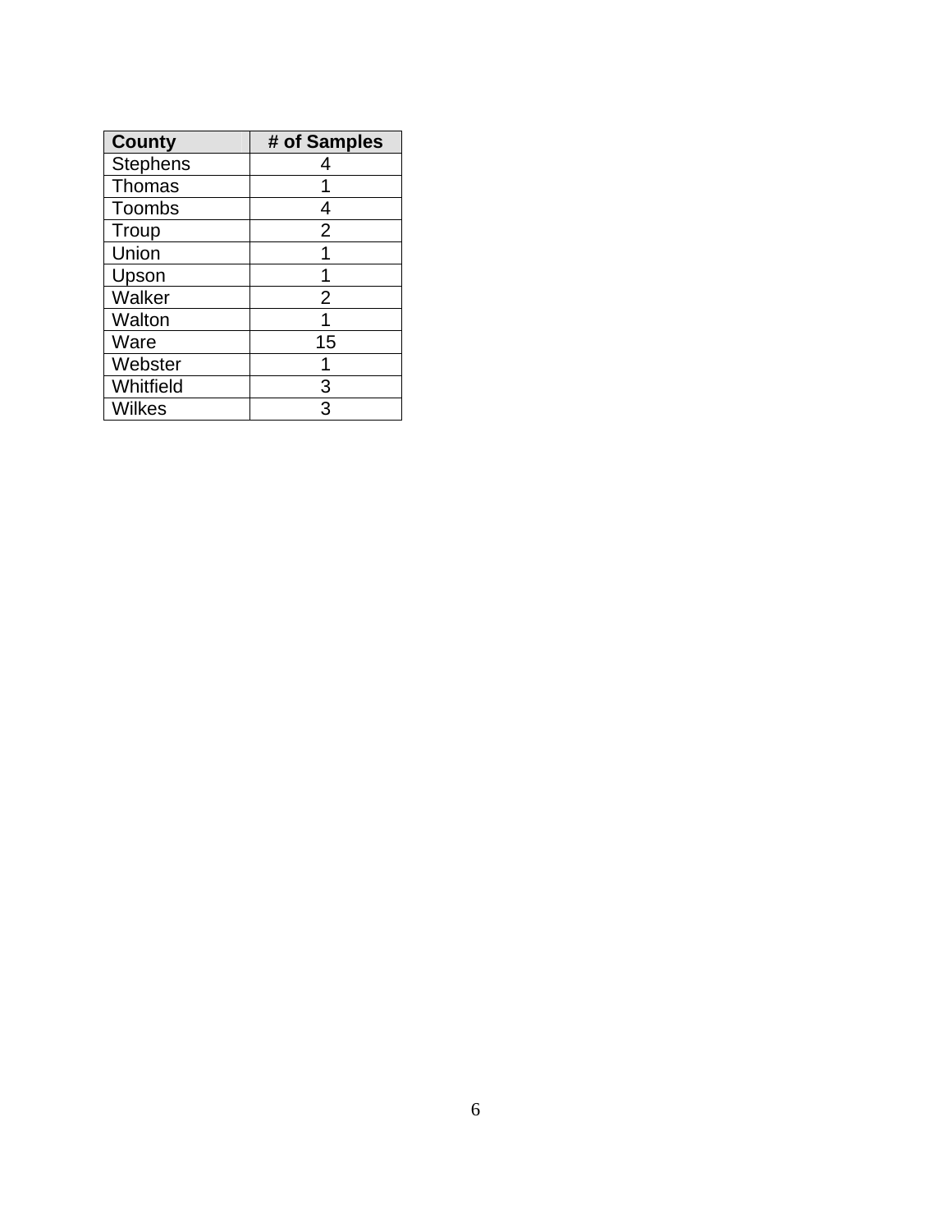| County | # of Samples |
| --- | --- |
| Stephens | 4 |
| Thomas | 1 |
| Toombs | 4 |
| Troup | 2 |
| Union | 1 |
| Upson | 1 |
| Walker | 2 |
| Walton | 1 |
| Ware | 15 |
| Webster | 1 |
| Whitfield | 3 |
| Wilkes | 3 |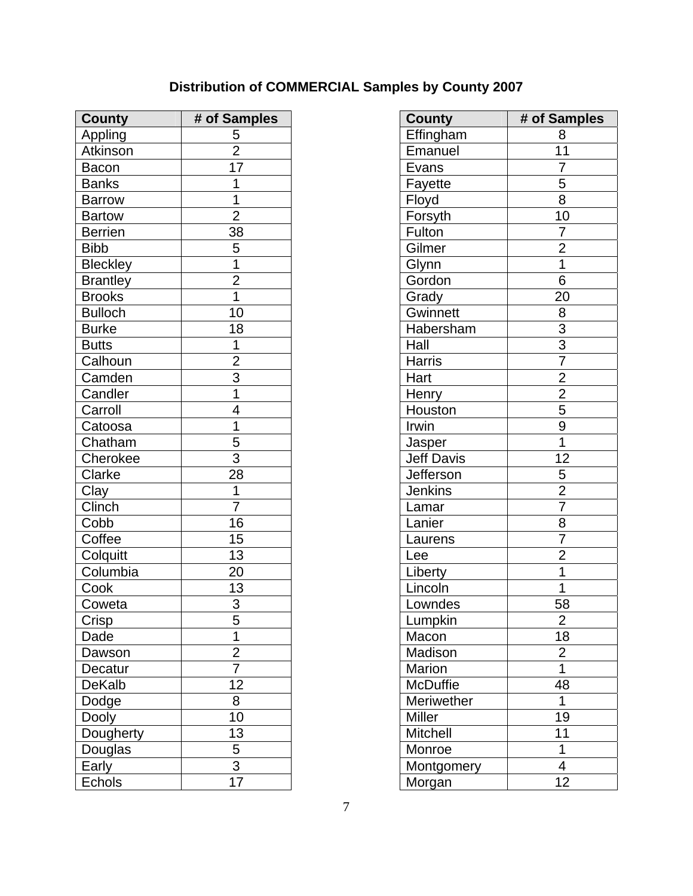**Distribution of COMMERCIAL Samples by County 2007**

| County | # of Samples |
|---|---|
| Appling | 5 |
| Atkinson | 2 |
| Bacon | 17 |
| Banks | 1 |
| Barrow | 1 |
| Bartow | 2 |
| Berrien | 38 |
| Bibb | 5 |
| Bleckley | 1 |
| Brantley | 2 |
| Brooks | 1 |
| Bulloch | 10 |
| Burke | 18 |
| Butts | 1 |
| Calhoun | 2 |
| Camden | 3 |
| Candler | 1 |
| Carroll | 4 |
| Catoosa | 1 |
| Chatham | 5 |
| Cherokee | 3 |
| Clarke | 28 |
| Clay | 1 |
| Clinch | 7 |
| Cobb | 16 |
| Coffee | 15 |
| Colquitt | 13 |
| Columbia | 20 |
| Cook | 13 |
| Coweta | 3 |
| Crisp | 5 |
| Dade | 1 |
| Dawson | 2 |
| Decatur | 7 |
| DeKalb | 12 |
| Dodge | 8 |
| Dooly | 10 |
| Dougherty | 13 |
| Douglas | 5 |
| Early | 3 |
| Echols | 17 |

| County | # of Samples |
|---|---|
| Effingham | 8 |
| Emanuel | 11 |
| Evans | 7 |
| Fayette | 5 |
| Floyd | 8 |
| Forsyth | 10 |
| Fulton | 7 |
| Gilmer | 2 |
| Glynn | 1 |
| Gordon | 6 |
| Grady | 20 |
| Gwinnett | 8 |
| Habersham | 3 |
| Hall | 3 |
| Harris | 7 |
| Hart | 2 |
| Henry | 2 |
| Houston | 5 |
| Irwin | 9 |
| Jasper | 1 |
| Jeff Davis | 12 |
| Jefferson | 5 |
| Jenkins | 2 |
| Lamar | 7 |
| Lanier | 8 |
| Laurens | 7 |
| Lee | 2 |
| Liberty | 1 |
| Lincoln | 1 |
| Lowndes | 58 |
| Lumpkin | 2 |
| Macon | 18 |
| Madison | 2 |
| Marion | 1 |
| McDuffie | 48 |
| Meriwether | 1 |
| Miller | 19 |
| Mitchell | 11 |
| Monroe | 1 |
| Montgomery | 4 |
| Morgan | 12 |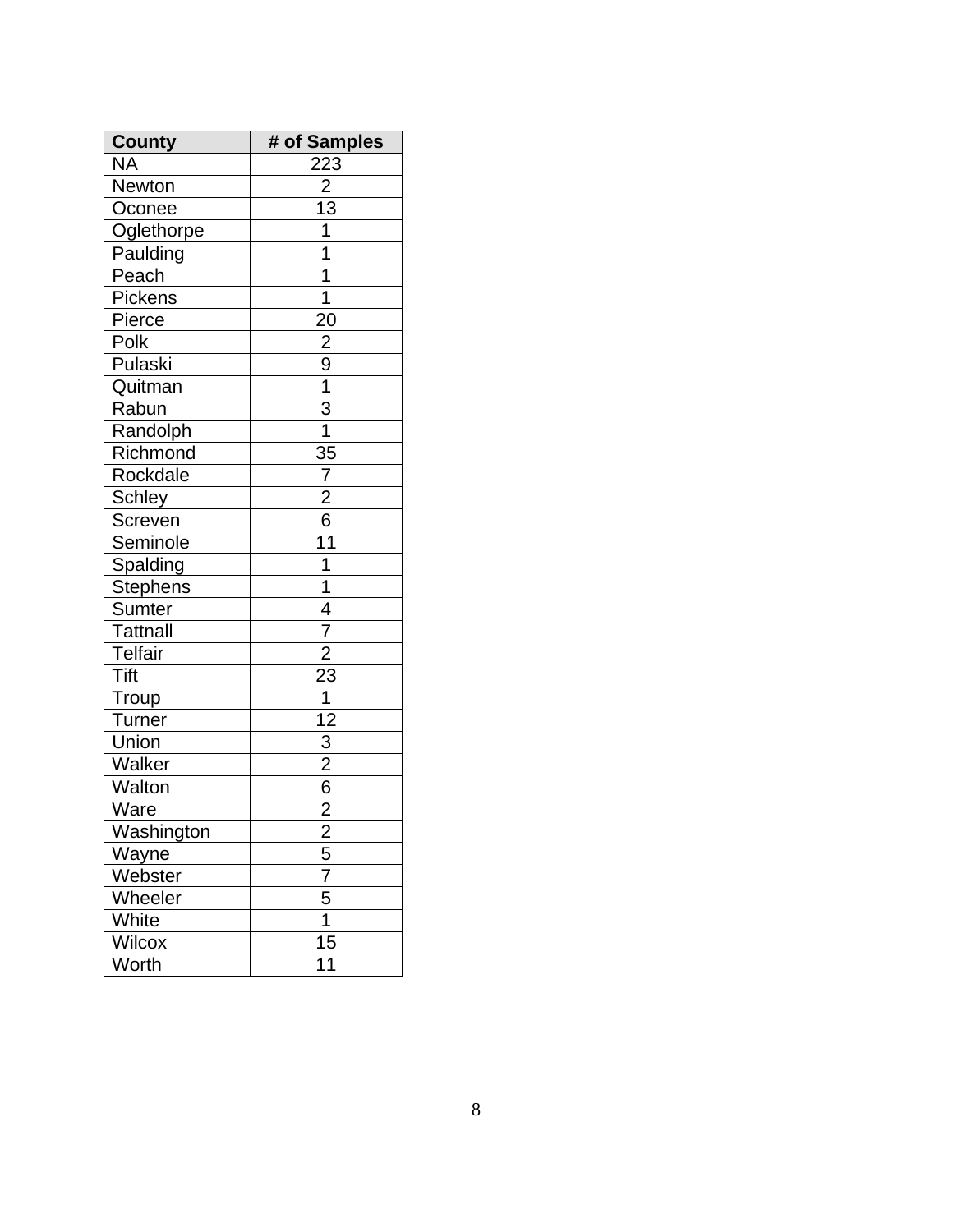| County | # of Samples |
|---|---|
| NA | 223 |
| Newton | 2 |
| Oconee | 13 |
| Oglethorpe | 1 |
| Paulding | 1 |
| Peach | 1 |
| Pickens | 1 |
| Pierce | 20 |
| Polk | 2 |
| Pulaski | 9 |
| Quitman | 1 |
| Rabun | 3 |
| Randolph | 1 |
| Richmond | 35 |
| Rockdale | 7 |
| Schley | 2 |
| Screven | 6 |
| Seminole | 11 |
| Spalding | 1 |
| Stephens | 1 |
| Sumter | 4 |
| Tattnall | 7 |
| Telfair | 2 |
| Tift | 23 |
| Troup | 1 |
| Turner | 12 |
| Union | 3 |
| Walker | 2 |
| Walton | 6 |
| Ware | 2 |
| Washington | 2 |
| Wayne | 5 |
| Webster | 7 |
| Wheeler | 5 |
| White | 1 |
| Wilcox | 15 |
| Worth | 11 |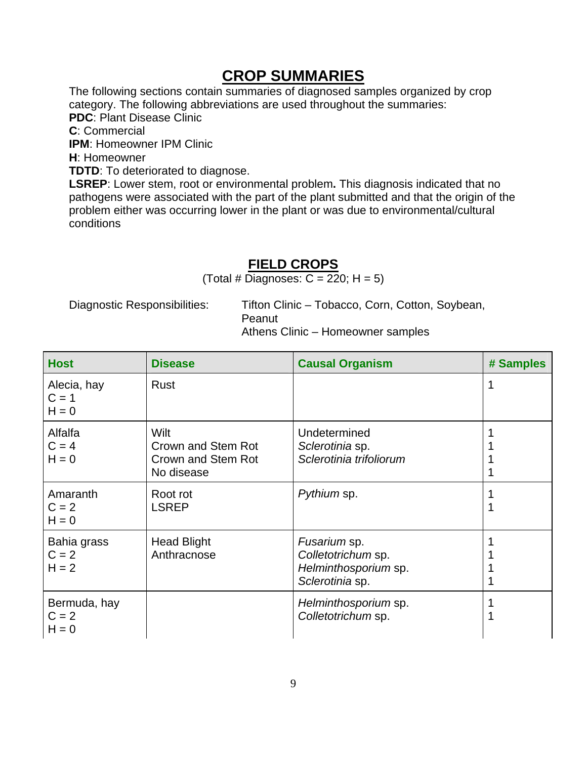# CROP SUMMARIES

The following sections contain summaries of diagnosed samples organized by crop category. The following abbreviations are used throughout the summaries:

**PDC**: Plant Disease Clinic
**C**: Commercial
**IPM**: Homeowner IPM Clinic
**H**: Homeowner
**TDTD**: To deteriorated to diagnose.
**LSREP**: Lower stem, root or environmental problem**.** This diagnosis indicated that no pathogens were associated with the part of the plant submitted and that the origin of the problem either was occurring lower in the plant or was due to environmental/cultural conditions

## FIELD CROPS

(Total # Diagnoses: C = 220; H = 5)

Diagnostic Responsibilities: Tifton Clinic – Tobacco, Corn, Cotton, Soybean, Peanut
Athens Clinic – Homeowner samples

| Host | Disease | Causal Organism | # Samples |
|---|---|---|---|
| Alecia, hay<br>C = 1<br>H = 0 | Rust | | 1 |
| Alfalfa<br>C = 4<br>H = 0 | Wilt<br>Crown and Stem Rot<br>Crown and Stem Rot<br>No disease | Undetermined<br>*Sclerotinia* sp.<br>*Sclerotinia trifoliorum* | 1<br>1<br>1<br>1 |
| Amaranth<br>C = 2<br>H = 0 | Root rot<br>LSREP | *Pythium* sp. | 1<br>1 |
| Bahia grass<br>C = 2<br>H = 2 | Head Blight<br>Anthracnose | *Fusarium* sp.<br>*Colletotrichum* sp.<br>*Helminthosporium* sp.<br>*Sclerotinia* sp. | 1<br>1<br>1<br>1 |
| Bermuda, hay<br>C = 2<br>H = 0 | | *Helminthosporium* sp.<br>*Colletotrichum* sp. | 1<br>1 |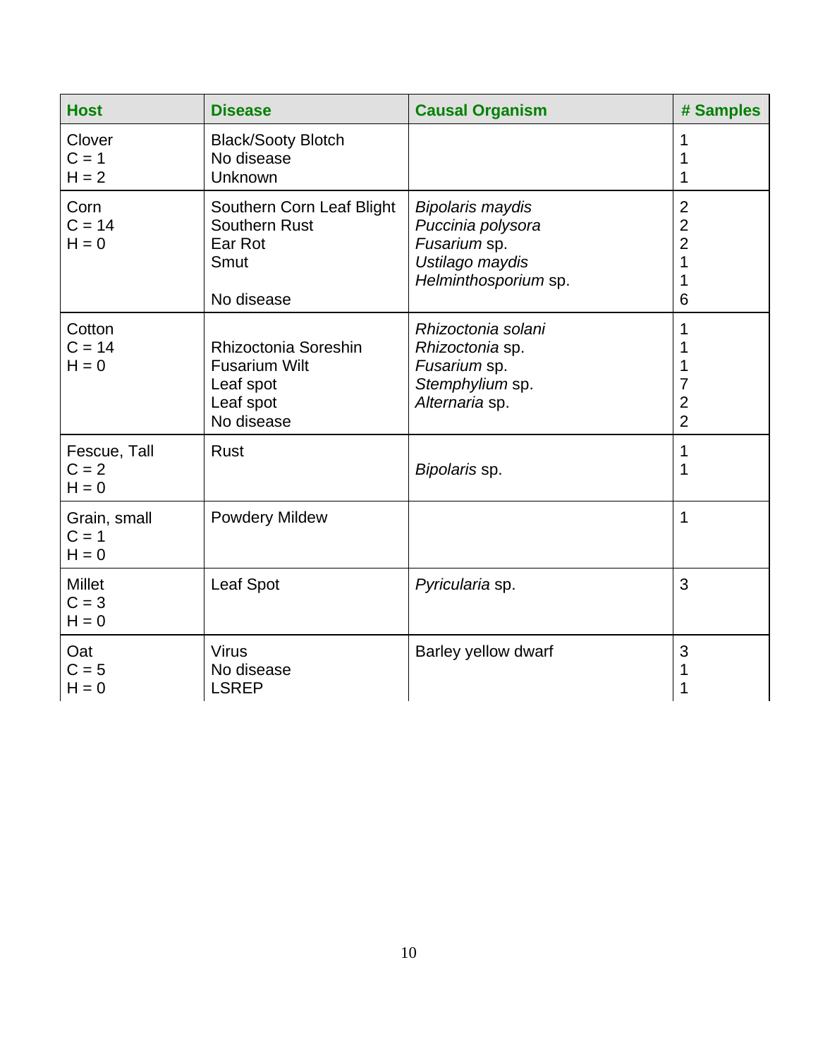| Host | Disease | Causal Organism | # Samples |
|---|---|---|---|
| Clover<br>C = 1<br>H = 2 | Black/Sooty Blotch<br>No disease<br>Unknown | | 1<br>1<br>1 |
| Corn<br>C = 14<br>H = 0 | Southern Corn Leaf Blight<br>Southern Rust<br>Ear Rot<br>Smut<br><br>No disease | *Bipolaris maydis*<br>*Puccinia polysora*<br>*Fusarium* sp.<br>*Ustilago maydis*<br>*Helminthosporium* sp. | 2<br>2<br>2<br>1<br>1<br>6 |
| Cotton<br>C = 14<br>H = 0 | <br>Rhizoctonia Soreshin<br>Fusarium Wilt<br>Leaf spot<br>Leaf spot<br>No disease | *Rhizoctonia solani*<br>*Rhizoctonia* sp.<br>*Fusarium* sp.<br>*Stemphylium* sp.<br>*Alternaria* sp. | 1<br>1<br>1<br>7<br>2<br>2 |
| Fescue, Tall<br>C = 2<br>H = 0 | Rust | <br>*Bipolaris* sp. | 1<br>1 |
| Grain, small<br>C = 1<br>H = 0 | Powdery Mildew | | 1 |
| Millet<br>C = 3<br>H = 0 | Leaf Spot | *Pyricularia* sp. | 3 |
| Oat<br>C = 5<br>H = 0 | Virus<br>No disease<br>LSREP | Barley yellow dwarf | 3<br>1<br>1 |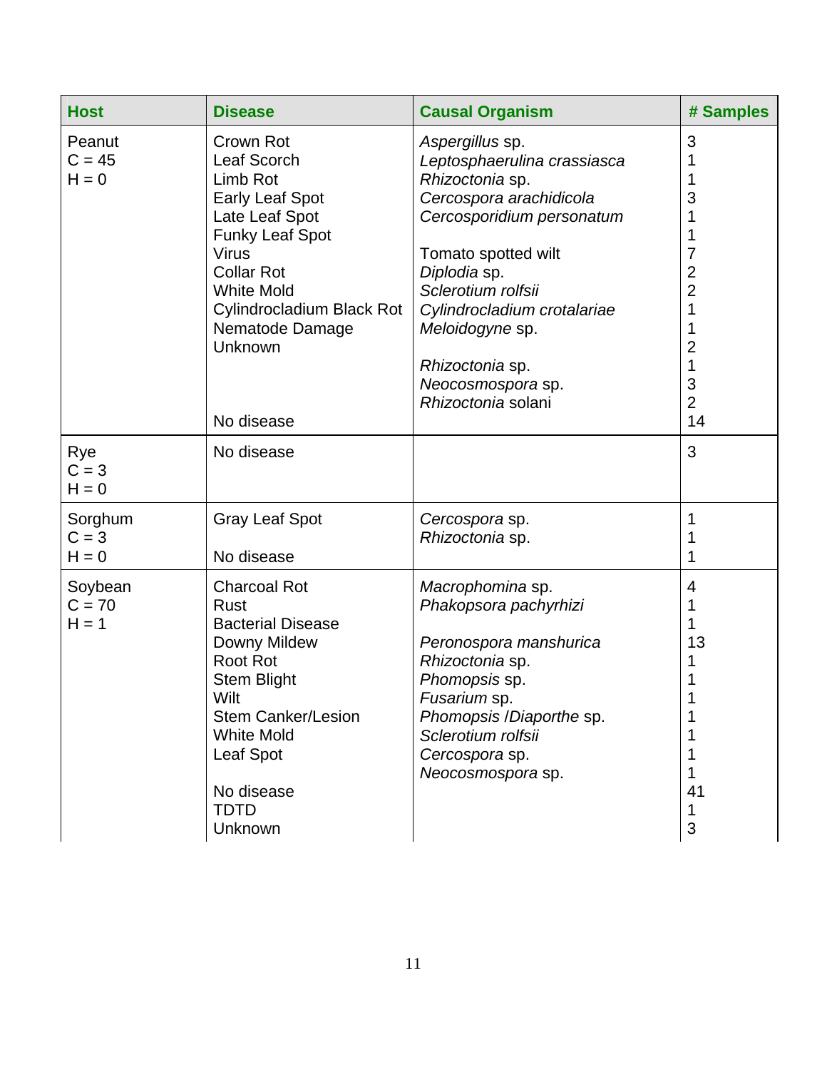| Host | Disease | Causal Organism | # Samples |
|---|---|---|---|
| Peanut | Crown Rot | *Aspergillus* sp. | 3 |
| C = 45 | Leaf Scorch | *Leptosphaerulina crassiasca* | 1 |
| H = 0 | Limb Rot | *Rhizoctonia* sp. | 1 |
| | Early Leaf Spot | *Cercospora arachidicola* | 3 |
| | Late Leaf Spot | *Cercosporidium personatum* | 1 |
| | Funky Leaf Spot | | 1 |
| | Virus | Tomato spotted wilt | 7 |
| | Collar Rot | *Diplodia* sp. | 2 |
| | White Mold | *Sclerotium rolfsii* | 2 |
| | Cylindrocladium Black Rot | *Cylindrocladium crotalariae* | 1 |
| | Nematode Damage | *Meloidogyne* sp. | 1 |
| | Unknown | | 2 |
| | | *Rhizoctonia* sp. | 1 |
| | | *Neocosmospora* sp. | 3 |
| | | *Rhizoctonia* solani | 2 |
| | No disease | | 14 |
| Rye | No disease | | 3 |
| C = 3 | | | |
| H = 0 | | | |
| Sorghum | Gray Leaf Spot | *Cercospora* sp. | 1 |
| C = 3 | | *Rhizoctonia* sp. | 1 |
| H = 0 | No disease | | 1 |
| Soybean | Charcoal Rot | *Macrophomina* sp. | 4 |
| C = 70 | Rust | *Phakopsora pachyrhizi* | 1 |
| H = 1 | Bacterial Disease | | 1 |
| | Downy Mildew | *Peronospora manshurica* | 13 |
| | Root Rot | *Rhizoctonia* sp. | 1 |
| | Stem Blight | *Phomopsis* sp. | 1 |
| | Wilt | *Fusarium* sp. | 1 |
| | Stem Canker/Lesion | *Phomopsis* /*Diaporthe* sp. | 1 |
| | White Mold | *Sclerotium rolfsii* | 1 |
| | Leaf Spot | *Cercospora* sp. | 1 |
| | | *Neocosmospora* sp. | 1 |
| | No disease | | 41 |
| | TDTD | | 1 |
| | Unknown | | 3 |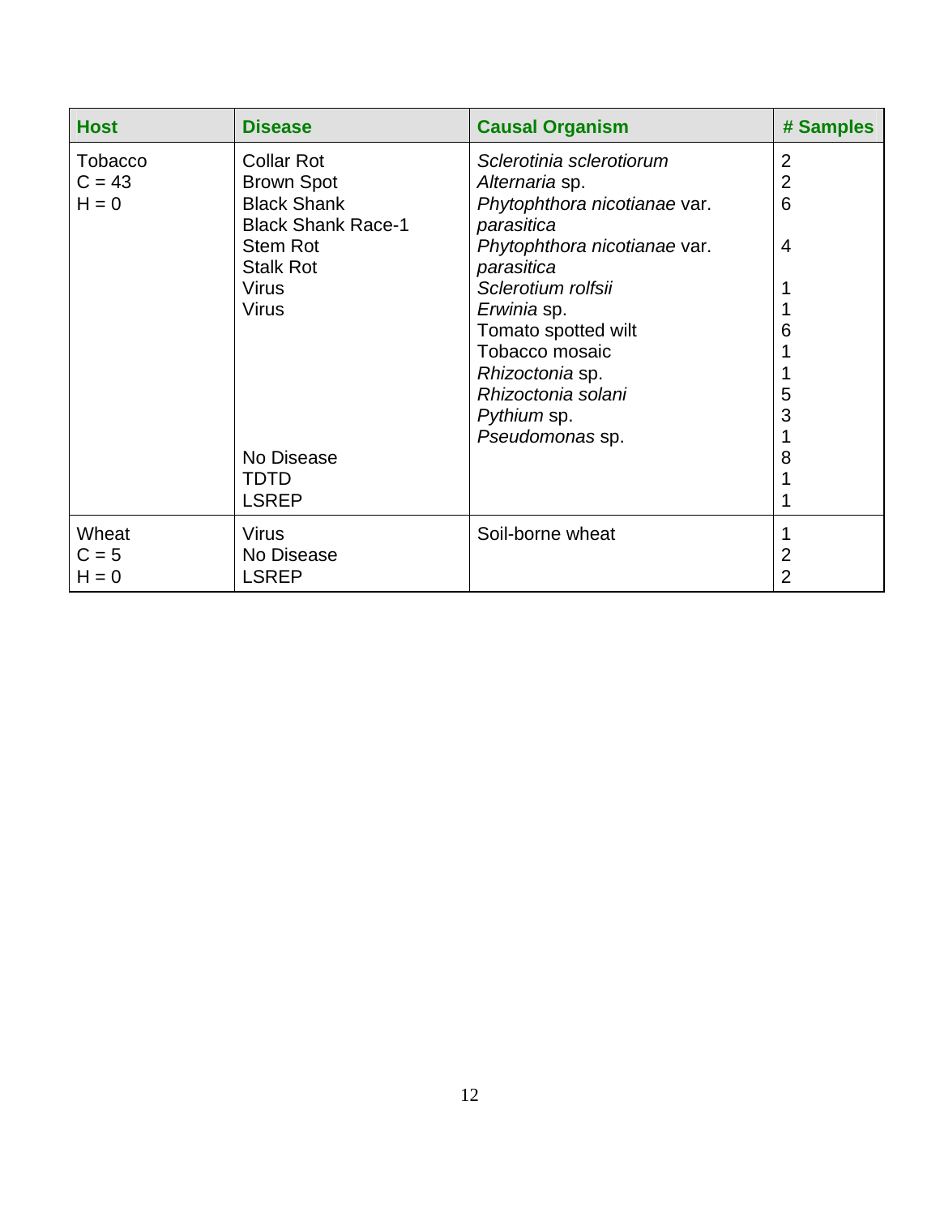| Host | Disease | Causal Organism | # Samples |
|---|---|---|---|
| Tobacco<br>C = 43<br>H = 0 | Collar Rot | *Sclerotinia sclerotiorum* | 2 |
| | Brown Spot | *Alternaria* sp. | 2 |
| | Black Shank | *Phytophthora nicotianae* var. *parasitica* | 6 |
| | Black Shank Race-1 | *Phytophthora nicotianae* var. *parasitica* | 4 |
| | Stem Rot | *Sclerotium rolfsii* | 1 |
| | Stalk Rot | *Erwinia* sp. | 1 |
| | Virus | Tomato spotted wilt | 6 |
| | Virus | Tobacco mosaic | 1 |
| | | *Rhizoctonia* sp. | 1 |
| | | *Rhizoctonia solani* | 5 |
| | | *Pythium* sp. | 3 |
| | | *Pseudomonas* sp. | 1 |
| | No Disease | | 8 |
| | TDTD | | 1 |
| | LSREP | | 1 |
| Wheat<br>C = 5<br>H = 0 | Virus | Soil-borne wheat | 1 |
| | No Disease | | 2 |
| | LSREP | | 2 |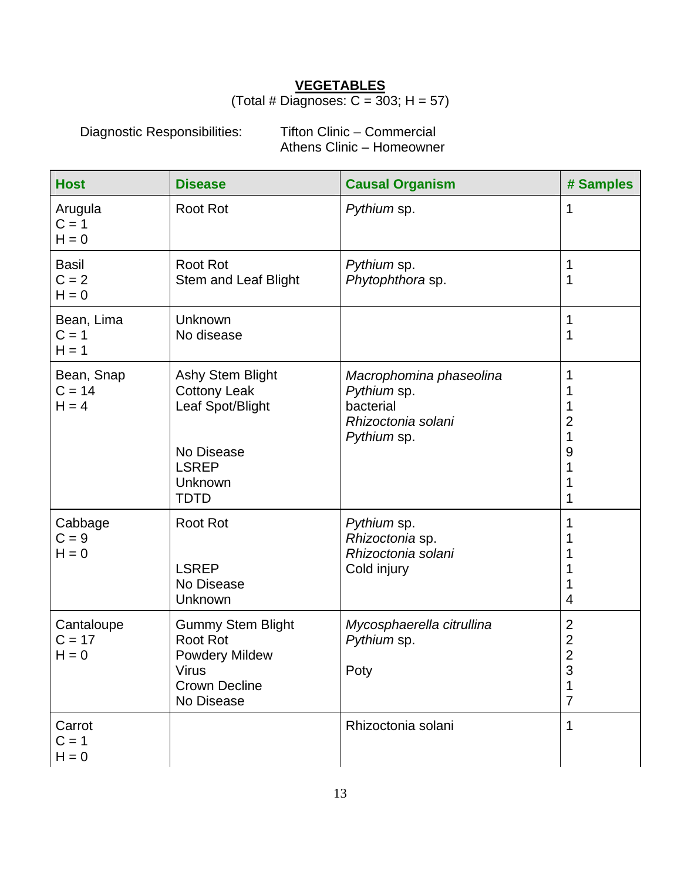## VEGETABLES

(Total # Diagnoses: C = 303; H = 57)

Diagnostic Responsibilities: Tifton Clinic – Commercial
Athens Clinic – Homeowner

| Host | Disease | Causal Organism | # Samples |
|---|---|---|---|
| Arugula<br>C = 1<br>H = 0 | Root Rot | *Pythium* sp. | 1 |
| Basil<br>C = 2<br>H = 0 | Root Rot<br>Stem and Leaf Blight | *Pythium* sp.<br>*Phytophthora* sp. | 1<br>1 |
| Bean, Lima<br>C = 1<br>H = 1 | Unknown<br>No disease | | 1<br>1 |
| Bean, Snap<br>C = 14<br>H = 4 | Ashy Stem Blight<br>Cottony Leak<br>Leaf Spot/Blight<br><br><br>No Disease<br>LSREP<br>Unknown<br>TDTD | *Macrophomina phaseolina*<br>*Pythium* sp.<br>bacterial<br>*Rhizoctonia solani*<br>*Pythium* sp. | 1<br>1<br>1<br>2<br>1<br>9<br>1<br>1<br>1 |
| Cabbage<br>C = 9<br>H = 0 | Root Rot<br><br><br>LSREP<br>No Disease<br>Unknown | *Pythium* sp.<br>*Rhizoctonia* sp.<br>*Rhizoctonia solani*<br>Cold injury | 1<br>1<br>1<br>1<br>1<br>4 |
| Cantaloupe<br>C = 17<br>H = 0 | Gummy Stem Blight<br>Root Rot<br>Powdery Mildew<br>Virus<br>Crown Decline<br>No Disease | *Mycosphaerella citrullina*<br>*Pythium* sp.<br><br>Poty | 2<br>2<br>2<br>3<br>1<br>7 |
| Carrot<br>C = 1<br>H = 0 | | Rhizoctonia solani | 1 |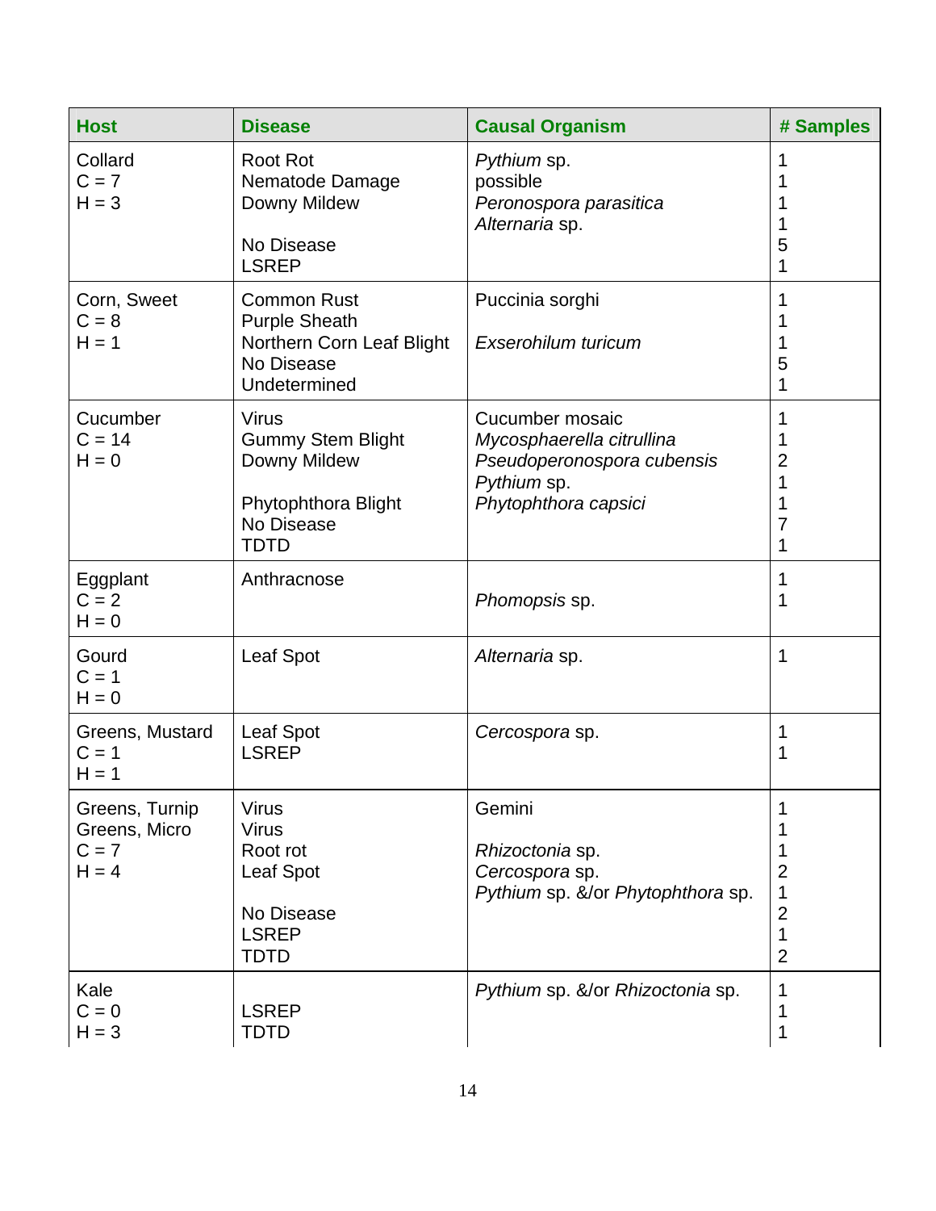| Host | Disease | Causal Organism | # Samples |
|---|---|---|---|
| Collard<br>C = 7<br>H = 3 | Root Rot<br>Nematode Damage<br>Downy Mildew<br><br>No Disease<br>LSREP | *Pythium* sp.<br>possible<br>*Peronospora parasitica*<br>*Alternaria* sp. | 1<br>1<br>1<br>1<br>5<br>1 |
| Corn, Sweet<br>C = 8<br>H = 1 | Common Rust<br>Purple Sheath<br>Northern Corn Leaf Blight<br>No Disease<br>Undetermined | Puccinia sorghi<br><br>*Exserohilum turicum* | 1<br>1<br>1<br>5<br>1 |
| Cucumber<br>C = 14<br>H = 0 | Virus<br>Gummy Stem Blight<br>Downy Mildew<br><br>Phytophthora Blight<br>No Disease<br>TDTD | Cucumber mosaic<br>*Mycosphaerella citrullina*<br>*Pseudoperonospora cubensis*<br>*Pythium* sp.<br>*Phytophthora capsici* | 1<br>1<br>2<br>1<br>1<br>7<br>1 |
| Eggplant<br>C = 2<br>H = 0 | Anthracnose | <br>*Phomopsis* sp. | 1<br>1 |
| Gourd<br>C = 1<br>H = 0 | Leaf Spot | *Alternaria* sp. | 1 |
| Greens, Mustard<br>C = 1<br>H = 1 | Leaf Spot<br>LSREP | *Cercospora* sp. | 1<br>1 |
| Greens, Turnip<br>Greens, Micro<br>C = 7<br>H = 4 | Virus<br>Virus<br>Root rot<br>Leaf Spot<br><br>No Disease<br>LSREP<br>TDTD | Gemini<br><br>*Rhizoctonia* sp.<br>*Cercospora* sp.<br>*Pythium* sp. &/or *Phytophthora* sp. | 1<br>1<br>1<br>2<br>1<br>2<br>1<br>2 |
| Kale<br>C = 0<br>H = 3 | <br>LSREP<br>TDTD | *Pythium* sp. &/or *Rhizoctonia* sp. | 1<br>1<br>1 |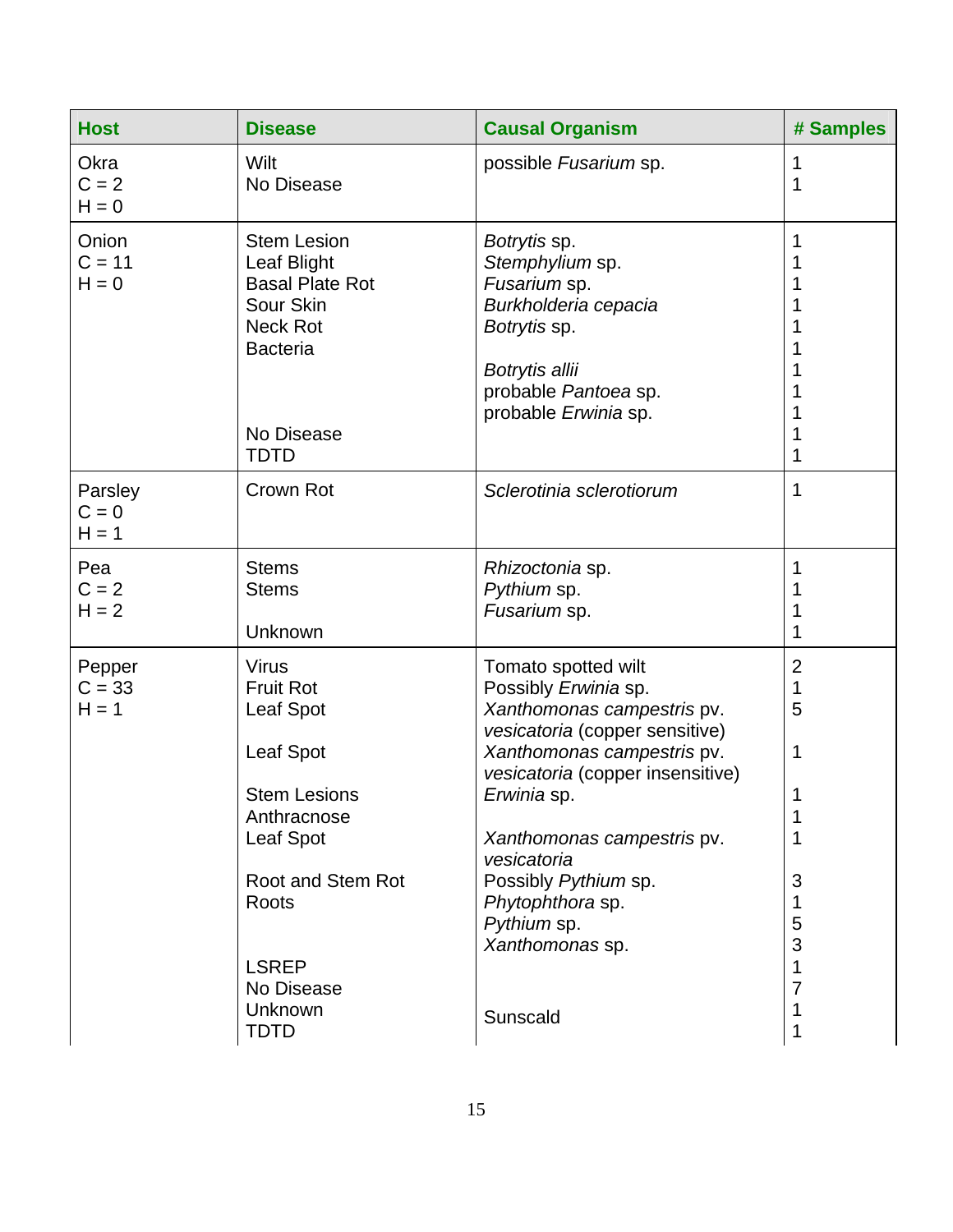| Host | Disease | Causal Organism | # Samples |
|---|---|---|---|
| Okra<br>C = 2<br>H = 0 | Wilt | possible *Fusarium* sp. | 1 |
| | No Disease | | 1 |
| Onion<br>C = 11<br>H = 0 | Stem Lesion | *Botrytis* sp. | 1 |
| | Leaf Blight | *Stemphylium* sp. | 1 |
| | Basal Plate Rot | *Fusarium* sp. | 1 |
| | Sour Skin | *Burkholderia cepacia* | 1 |
| | Neck Rot | *Botrytis* sp. | 1 |
| | Bacteria | | 1 |
| | | *Botrytis allii* | 1 |
| | | probable *Pantoea* sp. | 1 |
| | | probable *Erwinia* sp. | 1 |
| | No Disease | | 1 |
| | TDTD | | 1 |
| Parsley<br>C = 0<br>H = 1 | Crown Rot | *Sclerotinia sclerotiorum* | 1 |
| Pea<br>C = 2<br>H = 2 | Stems | *Rhizoctonia* sp. | 1 |
| | Stems | *Pythium* sp. | 1 |
| | | *Fusarium* sp. | 1 |
| | Unknown | | 1 |
| Pepper<br>C = 33<br>H = 1 | Virus | Tomato spotted wilt | 2 |
| | Fruit Rot | Possibly *Erwinia* sp. | 1 |
| | Leaf Spot | *Xanthomonas campestris* pv. *vesicatoria* (copper sensitive) | 5 |
| | Leaf Spot | *Xanthomonas campestris* pv. *vesicatoria* (copper insensitive) | 1 |
| | Stem Lesions | *Erwinia* sp. | 1 |
| | Anthracnose | | 1 |
| | Leaf Spot | *Xanthomonas campestris* pv. *vesicatoria* | 1 |
| | Root and Stem Rot | Possibly *Pythium* sp. | 3 |
| | Roots | *Phytophthora* sp. | 1 |
| | | *Pythium* sp. | 5 |
| | | *Xanthomonas* sp. | 3 |
| | LSREP | | 1 |
| | No Disease | | 7 |
| | Unknown | Sunscald | 1 |
| | TDTD | | 1 |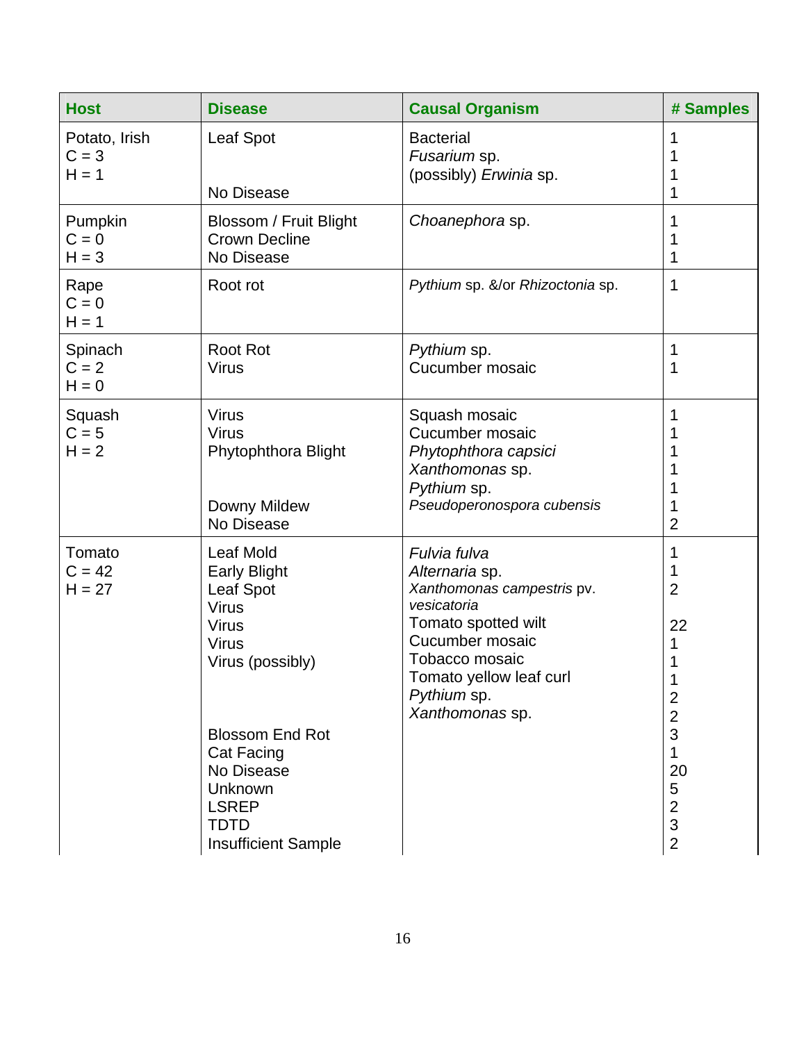| Host | Disease | Causal Organism | # Samples |
|---|---|---|---|
| Potato, Irish | Leaf Spot | Bacterial | 1 |
| C = 3 | | *Fusarium* sp. | 1 |
| H = 1 | | (possibly) *Erwinia* sp. | 1 |
| | No Disease | | 1 |
| Pumpkin | Blossom / Fruit Blight | *Choanephora* sp. | 1 |
| C = 0 | Crown Decline | | 1 |
| H = 3 | No Disease | | 1 |
| Rape | Root rot | *Pythium* sp. &/or *Rhizoctonia* sp. | 1 |
| C = 0 | | | |
| H = 1 | | | |
| Spinach | Root Rot | *Pythium* sp. | 1 |
| C = 2 | Virus | Cucumber mosaic | 1 |
| H = 0 | | | |
| Squash | Virus | Squash mosaic | 1 |
| C = 5 | Virus | Cucumber mosaic | 1 |
| H = 2 | Phytophthora Blight | *Phytophthora capsici* | 1 |
| | | *Xanthomonas* sp. | 1 |
| | | *Pythium* sp. | 1 |
| | Downy Mildew | *Pseudoperonospora cubensis* | 1 |
| | No Disease | | 2 |
| Tomato | Leaf Mold | *Fulvia fulva* | 1 |
| C = 42 | Early Blight | *Alternaria* sp. | 1 |
| H = 27 | Leaf Spot | *Xanthomonas campestris* pv. *vesicatoria* | 2 |
| | Virus | Tomato spotted wilt | 22 |
| | Virus | Cucumber mosaic | 1 |
| | Virus | Tobacco mosaic | 1 |
| | Virus (possibly) | Tomato yellow leaf curl | 1 |
| | | *Pythium* sp. | 2 |
| | | *Xanthomonas* sp. | 2 |
| | Blossom End Rot | | 3 |
| | Cat Facing | | 1 |
| | No Disease | | 20 |
| | Unknown | | 5 |
| | LSREP | | 2 |
| | TDTD | | 3 |
| | Insufficient Sample | | 2 |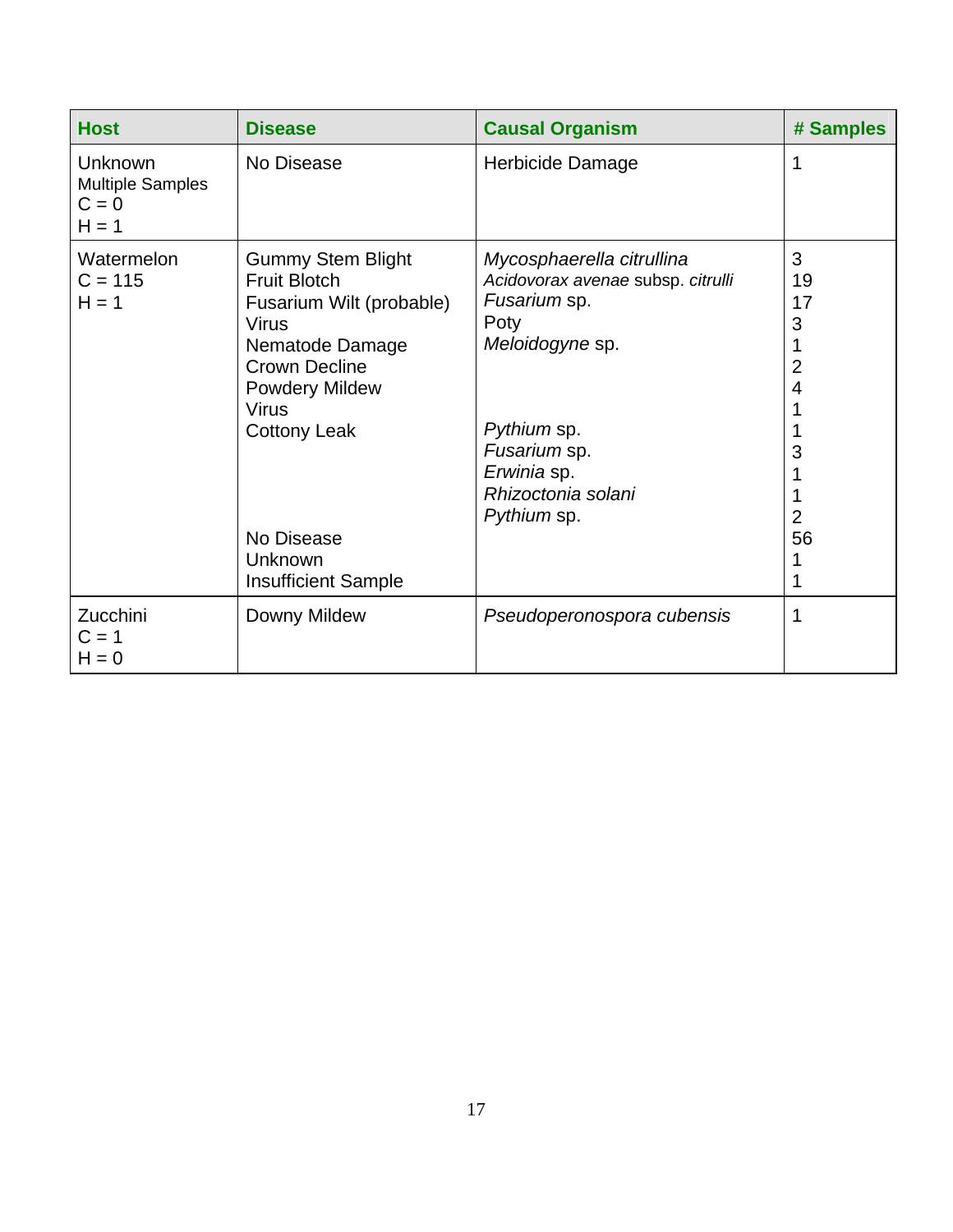| Host | Disease | Causal Organism | # Samples |
|---|---|---|---|
| Unknown<br>Multiple Samples<br>C = 0<br>H = 1 | No Disease | Herbicide Damage | 1 |
| Watermelon<br>C = 115<br>H = 1 | Gummy Stem Blight | *Mycosphaerella citrullina* | 3 |
| | Fruit Blotch | *Acidovorax avenae* subsp. *citrulli* | 19 |
| | Fusarium Wilt (probable) | *Fusarium* sp. | 17 |
| | Virus | Poty | 3 |
| | Nematode Damage | *Meloidogyne* sp. | 1 |
| | Crown Decline | | 2 |
| | Powdery Mildew | | 4 |
| | Virus | | 1 |
| | Cottony Leak | *Pythium* sp. | 1 |
| | | *Fusarium* sp. | 3 |
| | | *Erwinia* sp. | 1 |
| | | *Rhizoctonia solani* | 1 |
| | | *Pythium* sp. | 2 |
| | No Disease | | 56 |
| | Unknown | | 1 |
| | Insufficient Sample | | 1 |
| Zucchini<br>C = 1<br>H = 0 | Downy Mildew | *Pseudoperonospora cubensis* | 1 |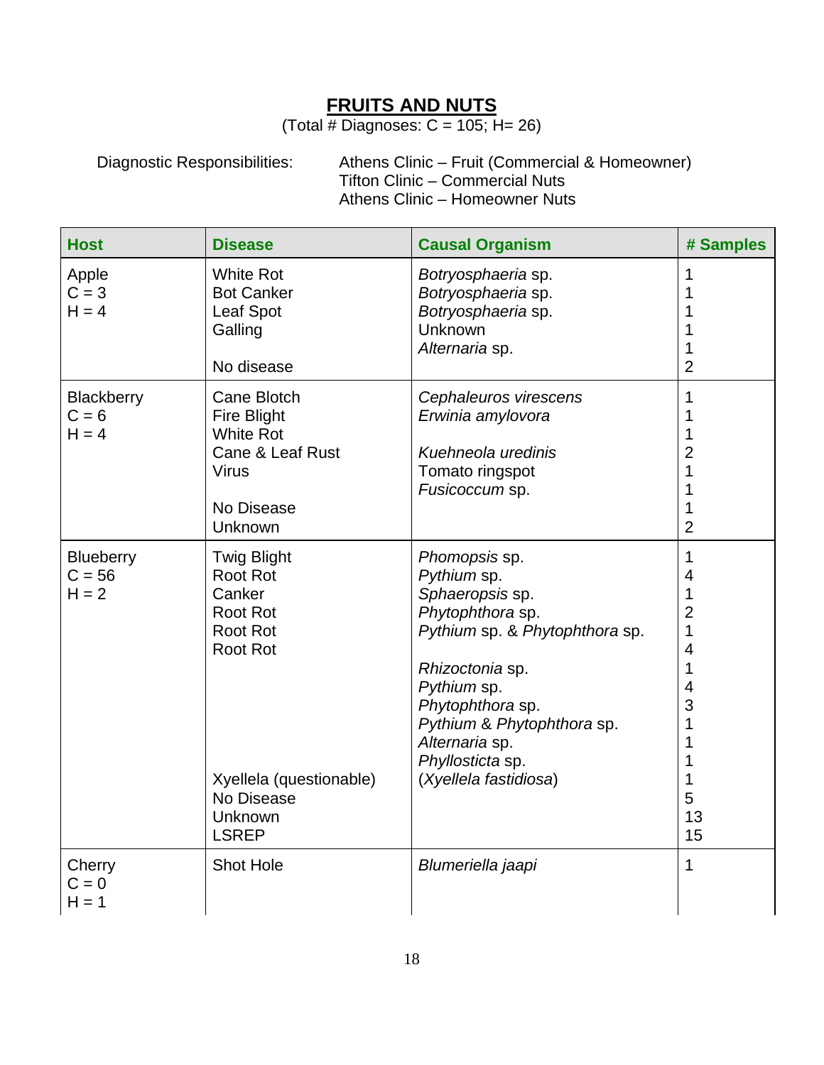# FRUITS AND NUTS

(Total # Diagnoses: C = 105; H= 26)

Diagnostic Responsibilities: Athens Clinic – Fruit (Commercial & Homeowner)
Tifton Clinic – Commercial Nuts
Athens Clinic – Homeowner Nuts

| Host | Disease | Causal Organism | # Samples |
|---|---|---|---|
| Apple | White Rot | *Botryosphaeria* sp. | 1 |
| C = 3 | Bot Canker | *Botryosphaeria* sp. | 1 |
| H = 4 | Leaf Spot | *Botryosphaeria* sp. | 1 |
| | Galling | Unknown | 1 |
| | | *Alternaria* sp. | 1 |
| | No disease | | 2 |
| Blackberry | Cane Blotch | *Cephaleuros virescens* | 1 |
| C = 6 | Fire Blight | *Erwinia amylovora* | 1 |
| H = 4 | White Rot | | 1 |
| | Cane & Leaf Rust | *Kuehneola uredinis* | 2 |
| | Virus | Tomato ringspot | 1 |
| | | *Fusicoccum* sp. | 1 |
| | No Disease | | 1 |
| | Unknown | | 2 |
| Blueberry | Twig Blight | *Phomopsis* sp. | 1 |
| C = 56 | Root Rot | *Pythium* sp. | 4 |
| H = 2 | Canker | *Sphaeropsis* sp. | 1 |
| | Root Rot | *Phytophthora* sp. | 2 |
| | Root Rot | *Pythium* sp. & *Phytophthora* sp. | 1 |
| | Root Rot | | 4 |
| | | *Rhizoctonia* sp. | 1 |
| | | *Pythium* sp. | 4 |
| | | *Phytophthora* sp. | 3 |
| | | *Pythium* & *Phytophthora* sp. | 1 |
| | | *Alternaria* sp. | 1 |
| | | *Phyllosticta* sp. | 1 |
| | Xyellela (questionable) | (*Xyellela fastidiosa*) | 1 |
| | No Disease | | 5 |
| | Unknown | | 13 |
| | LSREP | | 15 |
| Cherry | Shot Hole | *Blumeriella jaapi* | 1 |
| C = 0 | | | |
| H = 1 | | | |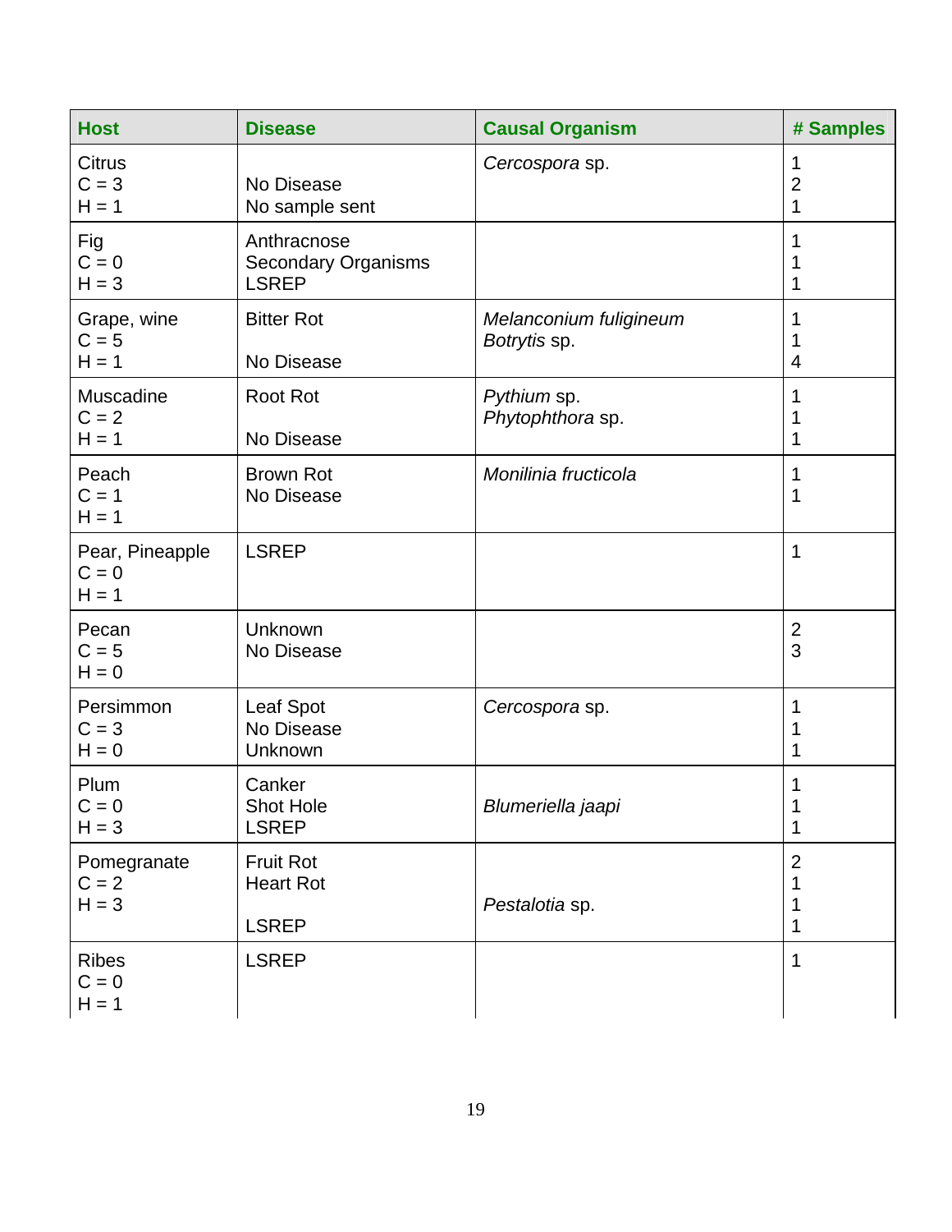| Host | Disease | Causal Organism | # Samples |
|---|---|---|---|
| Citrus<br>C = 3<br>H = 1 | <br>No Disease<br>No sample sent | *Cercospora* sp. | 1<br>2<br>1 |
| Fig<br>C = 0<br>H = 3 | Anthracnose<br>Secondary Organisms<br>LSREP | | 1<br>1<br>1 |
| Grape, wine<br>C = 5<br>H = 1 | Bitter Rot<br><br>No Disease | *Melanconium fuligineum*<br>*Botrytis* sp. | 1<br>1<br>4 |
| Muscadine<br>C = 2<br>H = 1 | Root Rot<br><br>No Disease | *Pythium* sp.<br>*Phytophthora* sp. | 1<br>1<br>1 |
| Peach<br>C = 1<br>H = 1 | Brown Rot<br>No Disease | *Monilinia fructicola* | 1<br>1 |
| Pear, Pineapple<br>C = 0<br>H = 1 | LSREP | | 1 |
| Pecan<br>C = 5<br>H = 0 | Unknown<br>No Disease | | 2<br>3 |
| Persimmon<br>C = 3<br>H = 0 | Leaf Spot<br>No Disease<br>Unknown | *Cercospora* sp. | 1<br>1<br>1 |
| Plum<br>C = 0<br>H = 3 | Canker<br>Shot Hole<br>LSREP | <br>*Blumeriella jaapi* | 1<br>1<br>1 |
| Pomegranate<br>C = 2<br>H = 3 | Fruit Rot<br>Heart Rot<br><br>LSREP | <br><br>*Pestalotia* sp. | 2<br>1<br>1<br>1 |
| Ribes<br>C = 0<br>H = 1 | LSREP | | 1 |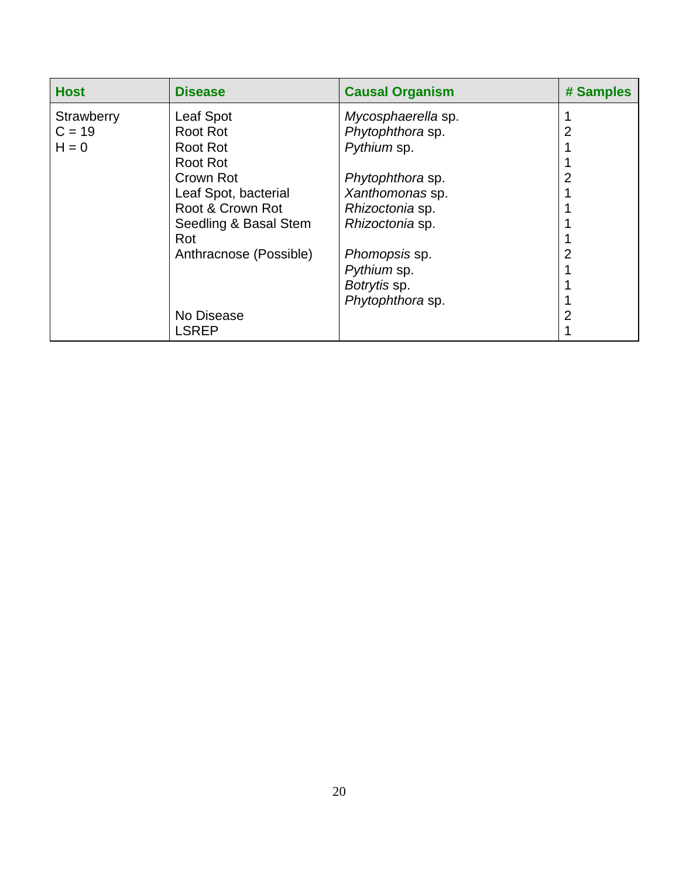| Host | Disease | Causal Organism | # Samples |
|---|---|---|---|
| Strawberry | Leaf Spot | *Mycosphaerella* sp. | 1 |
| C = 19 | Root Rot | *Phytophthora* sp. | 2 |
| H = 0 | Root Rot | *Pythium* sp. | 1 |
| | Root Rot | | 1 |
| | Crown Rot | *Phytophthora* sp. | 2 |
| | Leaf Spot, bacterial | *Xanthomonas* sp. | 1 |
| | Root & Crown Rot | *Rhizoctonia* sp. | 1 |
| | Seedling & Basal Stem | *Rhizoctonia* sp. | 1 |
| | Rot | | 1 |
| | Anthracnose (Possible) | *Phomopsis* sp. | 2 |
| | | *Pythium* sp. | 1 |
| | | *Botrytis* sp. | 1 |
| | | *Phytophthora* sp. | 1 |
| | No Disease | | 2 |
| | LSREP | | 1 |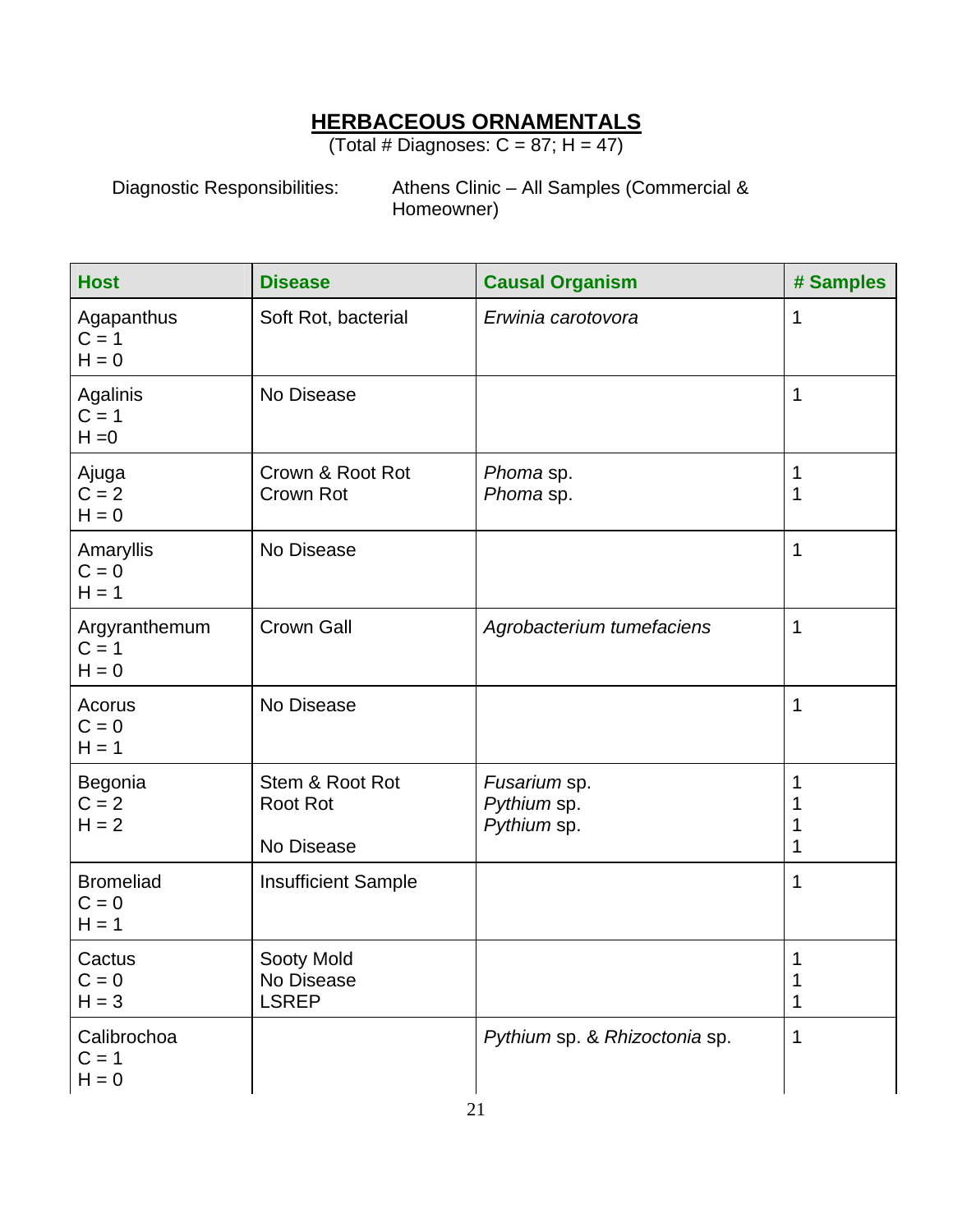## HERBACEOUS ORNAMENTALS

(Total # Diagnoses: C = 87; H = 47)

Diagnostic Responsibilities: Athens Clinic – All Samples (Commercial & Homeowner)

| Host | Disease | Causal Organism | # Samples |
|---|---|---|---|
| Agapanthus<br>C = 1<br>H = 0 | Soft Rot, bacterial | *Erwinia carotovora* | 1 |
| Agalinis<br>C = 1<br>H =0 | No Disease | | 1 |
| Ajuga<br>C = 2<br>H = 0 | Crown & Root Rot<br>Crown Rot | *Phoma* sp.<br>*Phoma* sp. | 1<br>1 |
| Amaryllis<br>C = 0<br>H = 1 | No Disease | | 1 |
| Argyranthemum<br>C = 1<br>H = 0 | Crown Gall | *Agrobacterium tumefaciens* | 1 |
| Acorus<br>C = 0<br>H = 1 | No Disease | | 1 |
| Begonia<br>C = 2<br>H = 2 | Stem & Root Rot<br>Root Rot<br><br>No Disease | *Fusarium* sp.<br>*Pythium* sp.<br>*Pythium* sp. | 1<br>1<br>1<br>1 |
| Bromeliad<br>C = 0<br>H = 1 | Insufficient Sample | | 1 |
| Cactus<br>C = 0<br>H = 3 | Sooty Mold<br>No Disease<br>LSREP | | 1<br>1<br>1 |
| Calibrochoa<br>C = 1<br>H = 0 | | *Pythium* sp. & *Rhizoctonia* sp. | 1 |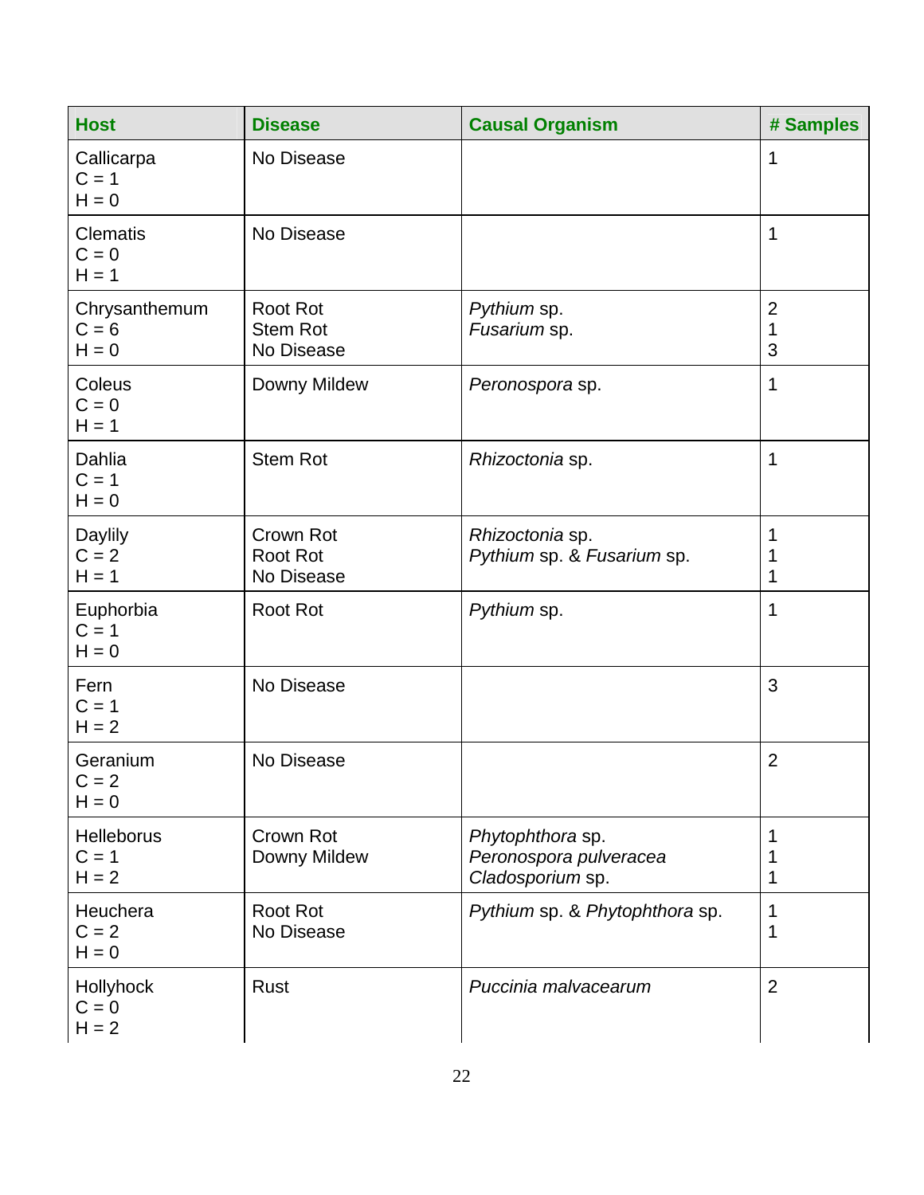| Host | Disease | Causal Organism | # Samples |
|---|---|---|---|
| Callicarpa<br>C = 1<br>H = 0 | No Disease | | 1 |
| Clematis<br>C = 0<br>H = 1 | No Disease | | 1 |
| Chrysanthemum<br>C = 6<br>H = 0 | Root Rot<br>Stem Rot<br>No Disease | *Pythium* sp.<br>*Fusarium* sp. | 2<br>1<br>3 |
| Coleus<br>C = 0<br>H = 1 | Downy Mildew | *Peronospora* sp. | 1 |
| Dahlia<br>C = 1<br>H = 0 | Stem Rot | *Rhizoctonia* sp. | 1 |
| Daylily<br>C = 2<br>H = 1 | Crown Rot<br>Root Rot<br>No Disease | *Rhizoctonia* sp.<br>*Pythium* sp. & *Fusarium* sp. | 1<br>1<br>1 |
| Euphorbia<br>C = 1<br>H = 0 | Root Rot | *Pythium* sp. | 1 |
| Fern<br>C = 1<br>H = 2 | No Disease | | 3 |
| Geranium<br>C = 2<br>H = 0 | No Disease | | 2 |
| Helleborus<br>C = 1<br>H = 2 | Crown Rot<br>Downy Mildew | *Phytophthora* sp.<br>*Peronospora pulveracea*<br>*Cladosporium* sp. | 1<br>1<br>1 |
| Heuchera<br>C = 2<br>H = 0 | Root Rot<br>No Disease | *Pythium* sp. & *Phytophthora* sp. | 1<br>1 |
| Hollyhock<br>C = 0<br>H = 2 | Rust | *Puccinia malvacearum* | 2 |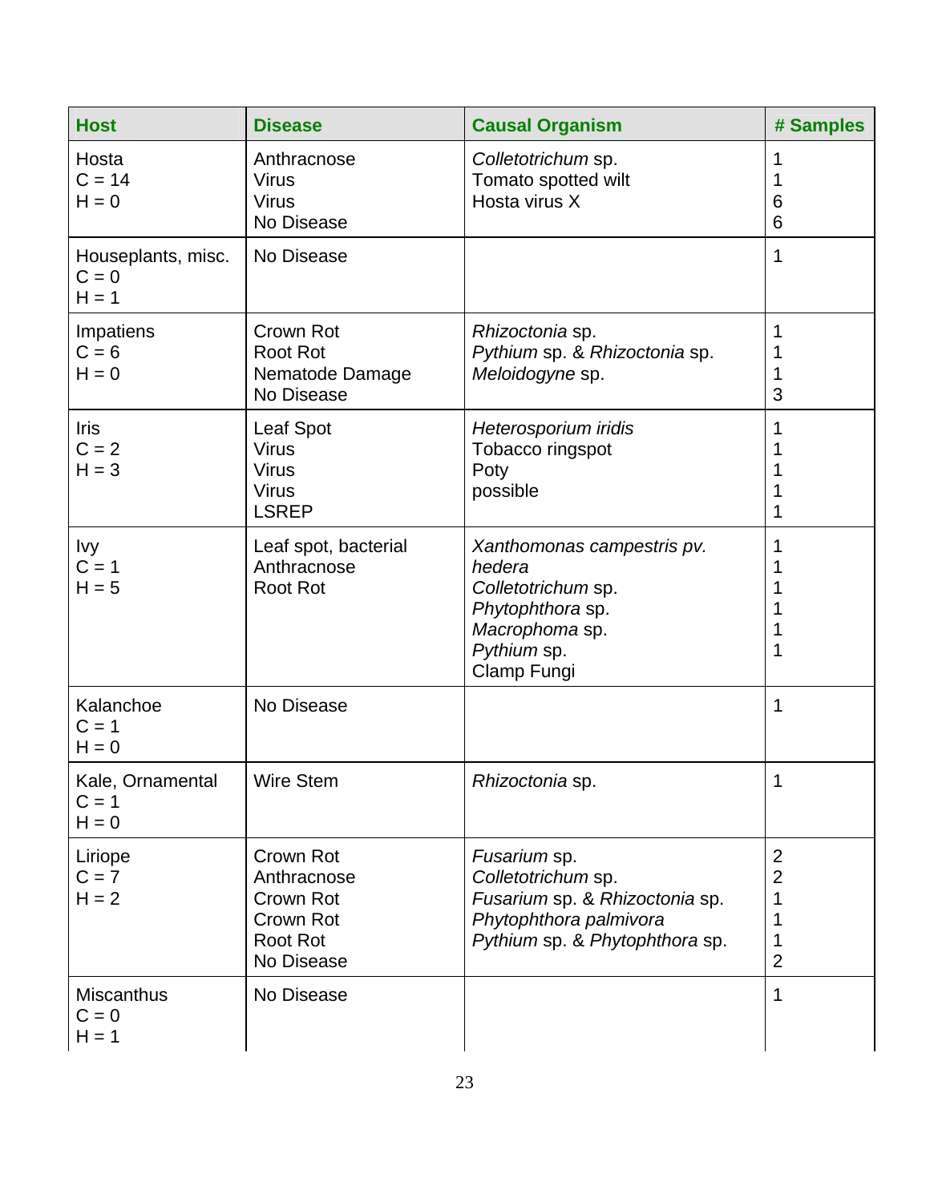| Host | Disease | Causal Organism | # Samples |
|---|---|---|---|
| Hosta<br>C = 14<br>H = 0 | Anthracnose<br>Virus<br>Virus<br>No Disease | *Colletotrichum* sp.<br>Tomato spotted wilt<br>Hosta virus X | 1<br>1<br>6<br>6 |
| Houseplants, misc.<br>C = 0<br>H = 1 | No Disease | | 1 |
| Impatiens<br>C = 6<br>H = 0 | Crown Rot<br>Root Rot<br>Nematode Damage<br>No Disease | *Rhizoctonia* sp.<br>*Pythium* sp. & *Rhizoctonia* sp.<br>*Meloidogyne* sp. | 1<br>1<br>1<br>3 |
| Iris<br>C = 2<br>H = 3 | Leaf Spot<br>Virus<br>Virus<br>Virus<br>LSREP | *Heterosporium iridis*<br>Tobacco ringspot<br>Poty<br>possible | 1<br>1<br>1<br>1<br>1 |
| Ivy<br>C = 1<br>H = 5 | Leaf spot, bacterial<br>Anthracnose<br>Root Rot | *Xanthomonas campestris pv. hedera*<br>*Colletotrichum* sp.<br>*Phytophthora* sp.<br>*Macrophoma* sp.<br>*Pythium* sp.<br>Clamp Fungi | 1<br>1<br>1<br>1<br>1<br>1 |
| Kalanchoe<br>C = 1<br>H = 0 | No Disease | | 1 |
| Kale, Ornamental<br>C = 1<br>H = 0 | Wire Stem | *Rhizoctonia* sp. | 1 |
| Liriope<br>C = 7<br>H = 2 | Crown Rot<br>Anthracnose<br>Crown Rot<br>Crown Rot<br>Root Rot<br>No Disease | *Fusarium* sp.<br>*Colletotrichum* sp.<br>*Fusarium* sp. & *Rhizoctonia* sp.<br>*Phytophthora palmivora*<br>*Pythium* sp. & *Phytophthora* sp. | 2<br>2<br>1<br>1<br>1<br>2 |
| Miscanthus<br>C = 0<br>H = 1 | No Disease | | 1 |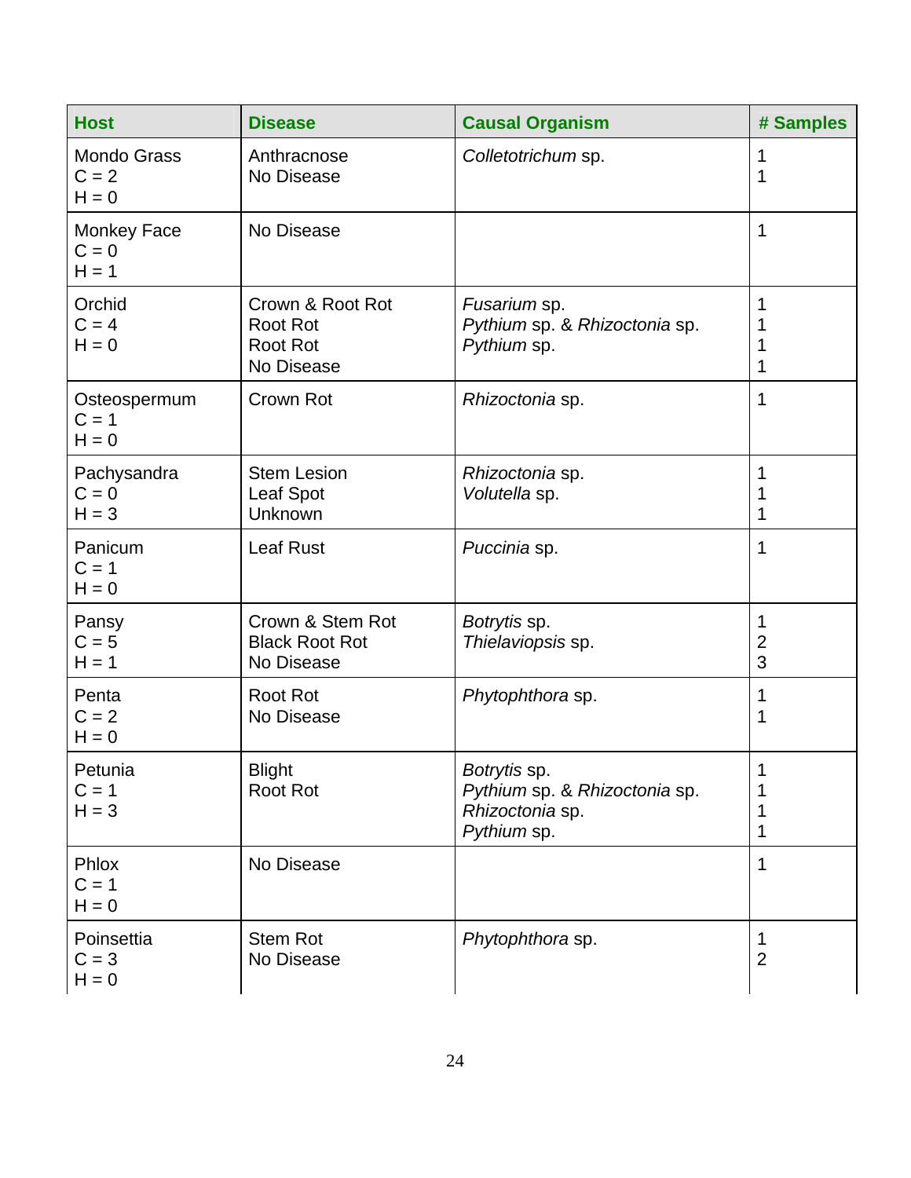| Host | Disease | Causal Organism | # Samples |
|---|---|---|---|
| Mondo Grass<br>C = 2<br>H = 0 | Anthracnose<br>No Disease | *Colletotrichum* sp. | 1<br>1 |
| Monkey Face<br>C = 0<br>H = 1 | No Disease | | 1 |
| Orchid<br>C = 4<br>H = 0 | Crown & Root Rot<br>Root Rot<br>Root Rot<br>No Disease | *Fusarium* sp.<br>*Pythium* sp. & *Rhizoctonia* sp.<br>*Pythium* sp. | 1<br>1<br>1<br>1 |
| Osteospermum<br>C = 1<br>H = 0 | Crown Rot | *Rhizoctonia* sp. | 1 |
| Pachysandra<br>C = 0<br>H = 3 | Stem Lesion<br>Leaf Spot<br>Unknown | *Rhizoctonia* sp.<br>*Volutella* sp. | 1<br>1<br>1 |
| Panicum<br>C = 1<br>H = 0 | Leaf Rust | *Puccinia* sp. | 1 |
| Pansy<br>C = 5<br>H = 1 | Crown & Stem Rot<br>Black Root Rot<br>No Disease | *Botrytis* sp.<br>*Thielaviopsis* sp. | 1<br>2<br>3 |
| Penta<br>C = 2<br>H = 0 | Root Rot<br>No Disease | *Phytophthora* sp. | 1<br>1 |
| Petunia<br>C = 1<br>H = 3 | Blight<br>Root Rot | *Botrytis* sp.<br>*Pythium* sp. & *Rhizoctonia* sp.<br>*Rhizoctonia* sp.<br>*Pythium* sp. | 1<br>1<br>1<br>1 |
| Phlox<br>C = 1<br>H = 0 | No Disease | | 1 |
| Poinsettia<br>C = 3<br>H = 0 | Stem Rot<br>No Disease | *Phytophthora* sp. | 1<br>2 |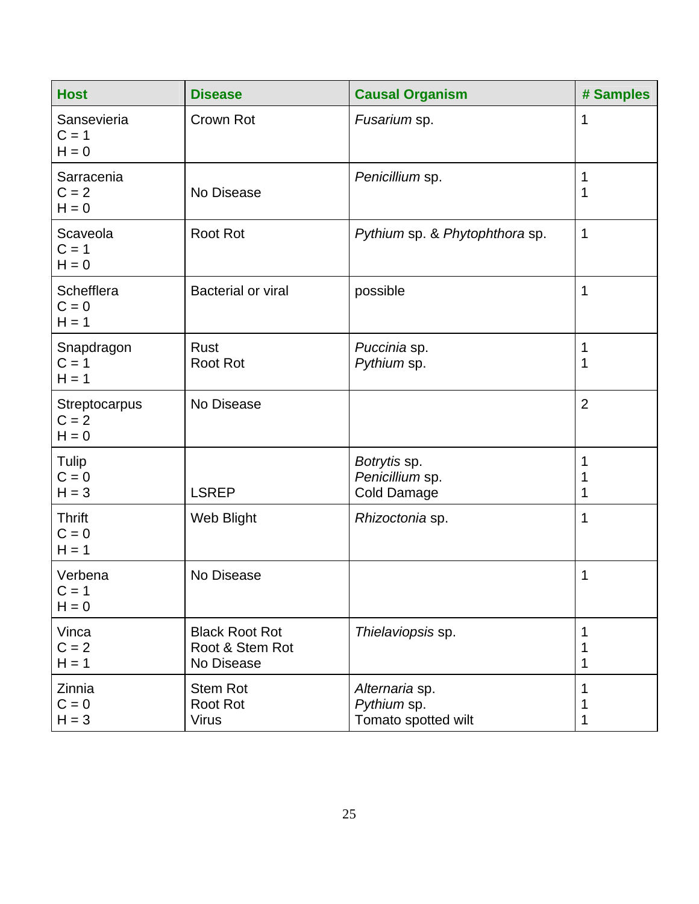| Host | Disease | Causal Organism | # Samples |
|---|---|---|---|
| Sansevieria<br>C = 1<br>H = 0 | Crown Rot | *Fusarium* sp. | 1 |
| Sarracenia<br>C = 2<br>H = 0 | No Disease | *Penicillium* sp. | 1<br>1 |
| Scaveola<br>C = 1<br>H = 0 | Root Rot | *Pythium* sp. & *Phytophthora* sp. | 1 |
| Schefflera<br>C = 0<br>H = 1 | Bacterial or viral | possible | 1 |
| Snapdragon<br>C = 1<br>H = 1 | Rust<br>Root Rot | *Puccinia* sp.<br>*Pythium* sp. | 1<br>1 |
| Streptocarpus<br>C = 2<br>H = 0 | No Disease | | 2 |
| Tulip<br>C = 0<br>H = 3 | LSREP | *Botrytis* sp.<br>*Penicillium* sp.<br>Cold Damage | 1<br>1<br>1 |
| Thrift<br>C = 0<br>H = 1 | Web Blight | *Rhizoctonia* sp. | 1 |
| Verbena<br>C = 1<br>H = 0 | No Disease | | 1 |
| Vinca<br>C = 2<br>H = 1 | Black Root Rot<br>Root & Stem Rot<br>No Disease | *Thielaviopsis* sp. | 1<br>1<br>1 |
| Zinnia<br>C = 0<br>H = 3 | Stem Rot<br>Root Rot<br>Virus | *Alternaria* sp.<br>*Pythium* sp.<br>Tomato spotted wilt | 1<br>1<br>1 |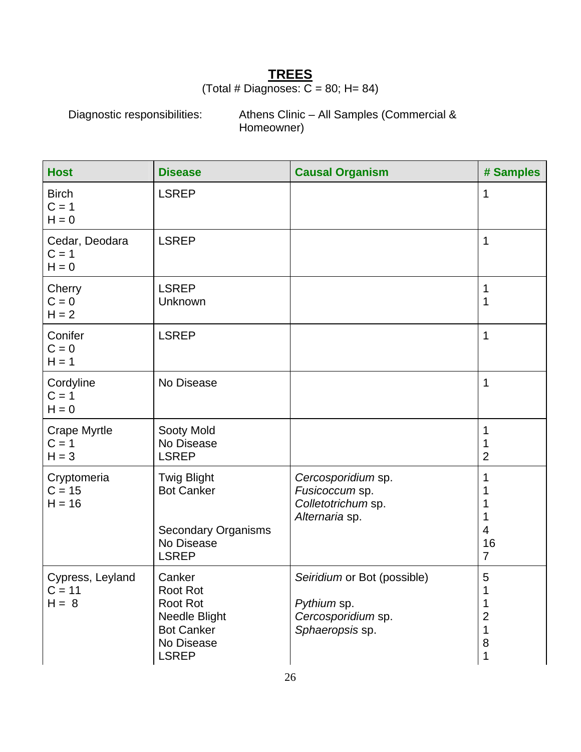## TREES

(Total # Diagnoses: C = 80; H= 84)

Diagnostic responsibilities: Athens Clinic – All Samples (Commercial & Homeowner)

| Host | Disease | Causal Organism | # Samples |
|---|---|---|---|
| Birch<br>C = 1<br>H = 0 | LSREP | | 1 |
| Cedar, Deodara<br>C = 1<br>H = 0 | LSREP | | 1 |
| Cherry<br>C = 0<br>H = 2 | LSREP<br>Unknown | | 1<br>1 |
| Conifer<br>C = 0<br>H = 1 | LSREP | | 1 |
| Cordyline<br>C = 1<br>H = 0 | No Disease | | 1 |
| Crape Myrtle<br>C = 1<br>H = 3 | Sooty Mold<br>No Disease<br>LSREP | | 1<br>1<br>2 |
| Cryptomeria<br>C = 15<br>H = 16 | Twig Blight<br>Bot Canker<br><br><br>Secondary Organisms<br>No Disease<br>LSREP | *Cercosporidium* sp.<br>*Fusicoccum* sp.<br>*Colletotrichum* sp.<br>*Alternaria* sp. | 1<br>1<br>1<br>1<br>4<br>16<br>7 |
| Cypress, Leyland<br>C = 11<br>H = 8 | Canker<br>Root Rot<br>Root Rot<br>Needle Blight<br>Bot Canker<br>No Disease<br>LSREP | *Seiridium* or Bot (possible)<br><br>*Pythium* sp.<br>*Cercosporidium* sp.<br>*Sphaeropsis* sp. | 5<br>1<br>1<br>2<br>1<br>8<br>1 |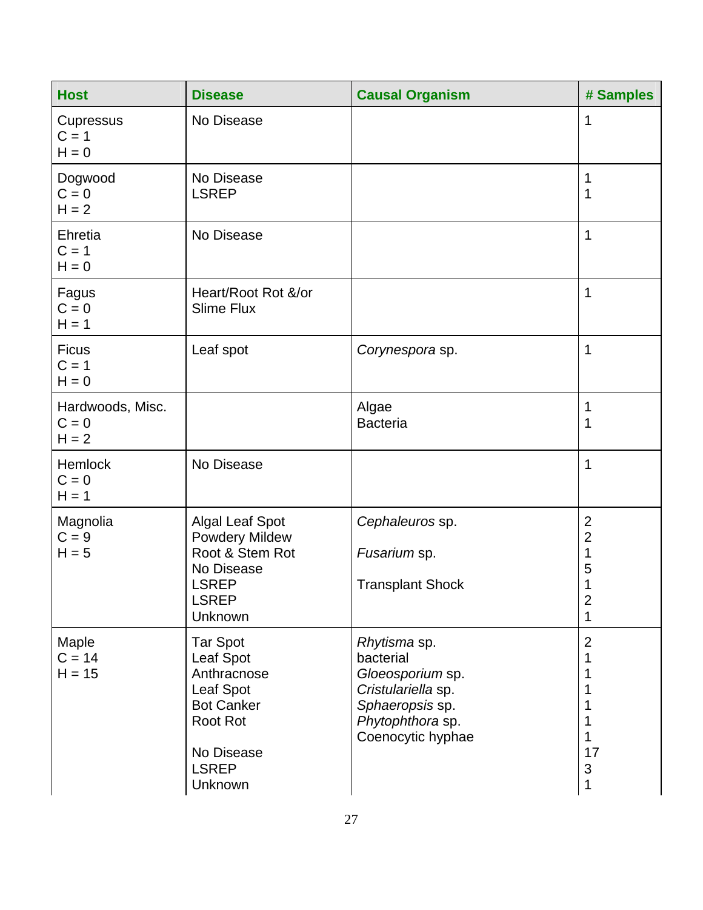| Host | Disease | Causal Organism | # Samples |
|---|---|---|---|
| Cupressus<br>C = 1<br>H = 0 | No Disease | | 1 |
| Dogwood<br>C = 0<br>H = 2 | No Disease<br>LSREP | | 1<br>1 |
| Ehretia<br>C = 1<br>H = 0 | No Disease | | 1 |
| Fagus<br>C = 0<br>H = 1 | Heart/Root Rot &/or Slime Flux | | 1 |
| Ficus<br>C = 1<br>H = 0 | Leaf spot | *Corynespora* sp. | 1 |
| Hardwoods, Misc.<br>C = 0<br>H = 2 | | Algae<br>Bacteria | 1<br>1 |
| Hemlock<br>C = 0<br>H = 1 | No Disease | | 1 |
| Magnolia<br>C = 9<br>H = 5 | Algal Leaf Spot<br>Powdery Mildew<br>Root & Stem Rot<br>No Disease<br>LSREP<br>LSREP<br>Unknown | *Cephaleuros* sp.<br><br>*Fusarium* sp.<br><br>Transplant Shock | 2<br>2<br>1<br>5<br>1<br>2<br>1 |
| Maple<br>C = 14<br>H = 15 | Tar Spot<br>Leaf Spot<br>Anthracnose<br>Leaf Spot<br>Bot Canker<br>Root Rot<br><br>No Disease<br>LSREP<br>Unknown | *Rhytisma* sp.<br>bacterial<br>*Gloeosporium* sp.<br>*Cristulariella* sp.<br>*Sphaeropsis* sp.<br>*Phytophthora* sp.<br>Coenocytic hyphae | 2<br>1<br>1<br>1<br>1<br>1<br>1<br>17<br>3<br>1 |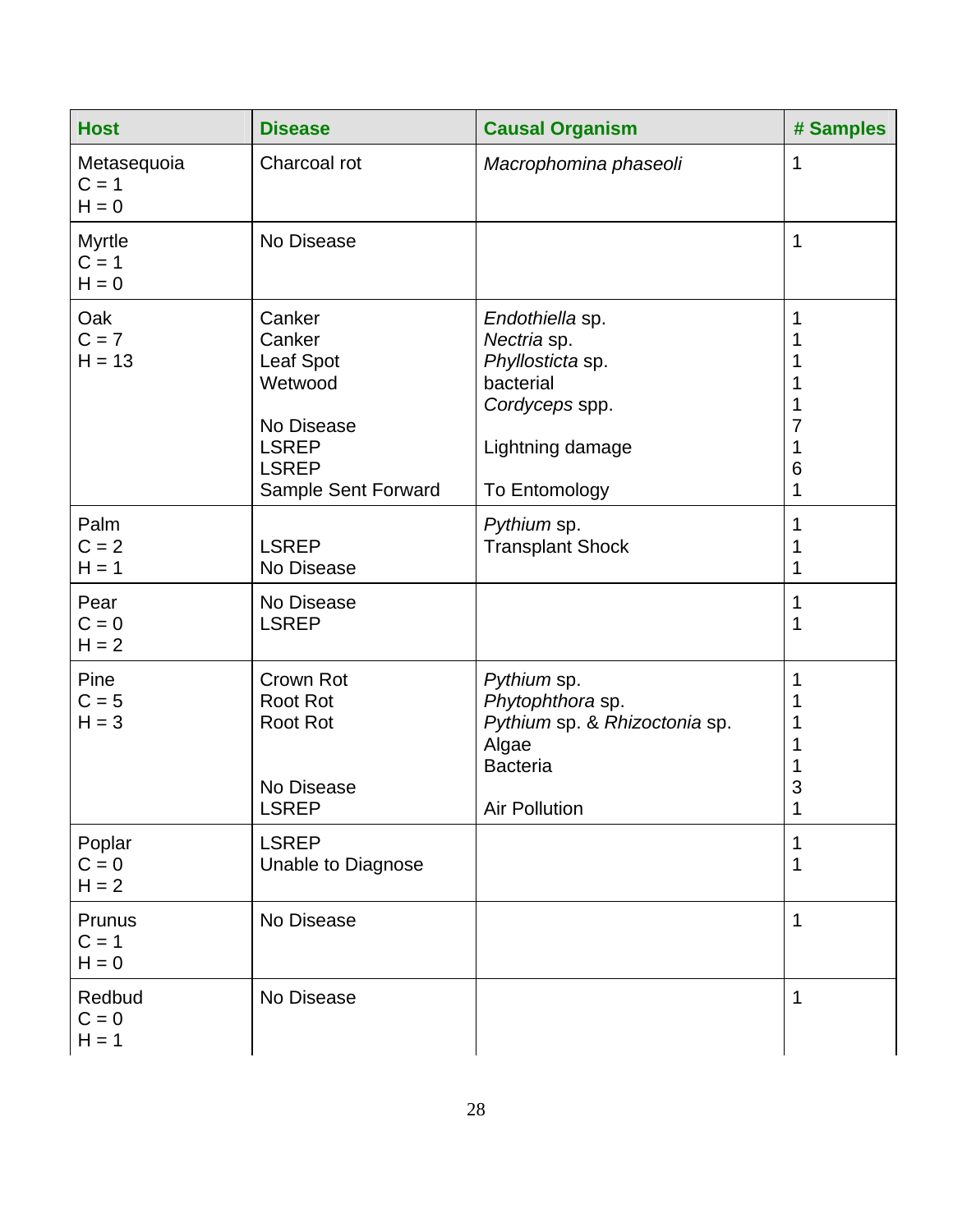| Host | Disease | Causal Organism | # Samples |
|---|---|---|---|
| Metasequoia | Charcoal rot | *Macrophomina phaseoli* | 1 |
| C = 1 | | | |
| H = 0 | | | |
| Myrtle | No Disease | | 1 |
| C = 1 | | | |
| H = 0 | | | |
| Oak | Canker | *Endothiella* sp. | 1 |
| C = 7 | Canker | *Nectria* sp. | 1 |
| H = 13 | Leaf Spot | *Phyllosticta* sp. | 1 |
| | Wetwood | bacterial | 1 |
| | | *Cordyceps* spp. | 1 |
| | No Disease | | 7 |
| | LSREP | Lightning damage | 1 |
| | LSREP | | 6 |
| | Sample Sent Forward | To Entomology | 1 |
| Palm | | *Pythium* sp. | 1 |
| C = 2 | LSREP | Transplant Shock | 1 |
| H = 1 | No Disease | | 1 |
| Pear | No Disease | | 1 |
| C = 0 | LSREP | | 1 |
| H = 2 | | | |
| Pine | Crown Rot | *Pythium* sp. | 1 |
| C = 5 | Root Rot | *Phytophthora* sp. | 1 |
| H = 3 | Root Rot | *Pythium* sp. & *Rhizoctonia* sp. | 1 |
| | | Algae | 1 |
| | | Bacteria | 1 |
| | No Disease | | 3 |
| | LSREP | Air Pollution | 1 |
| Poplar | LSREP | | 1 |
| C = 0 | Unable to Diagnose | | 1 |
| H = 2 | | | |
| Prunus | No Disease | | 1 |
| C = 1 | | | |
| H = 0 | | | |
| Redbud | No Disease | | 1 |
| C = 0 | | | |
| H = 1 | | | |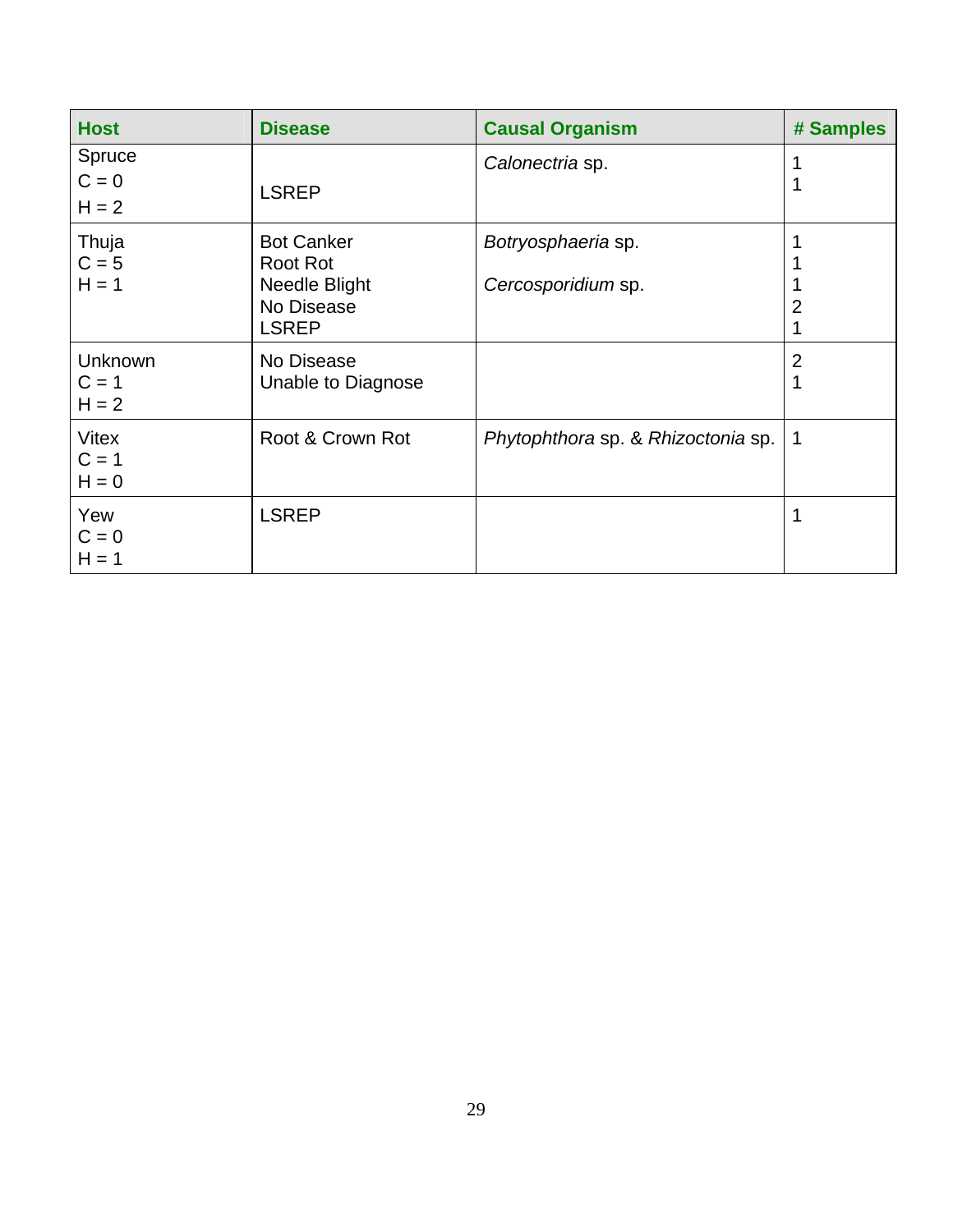| Host | Disease | Causal Organism | # Samples |
|---|---|---|---|
| Spruce<br>C = 0<br>H = 2 | LSREP | *Calonectria* sp. | 1<br>1 |
| Thuja<br>C = 5<br>H = 1 | Bot Canker<br>Root Rot<br>Needle Blight<br>No Disease<br>LSREP | *Botryosphaeria* sp.<br><br>*Cercosporidium* sp. | 1<br>1<br>1<br>2<br>1 |
| Unknown<br>C = 1<br>H = 2 | No Disease<br>Unable to Diagnose | | 2<br>1 |
| Vitex<br>C = 1<br>H = 0 | Root & Crown Rot | *Phytophthora* sp. & *Rhizoctonia* sp. | 1 |
| Yew<br>C = 0<br>H = 1 | LSREP | | 1 |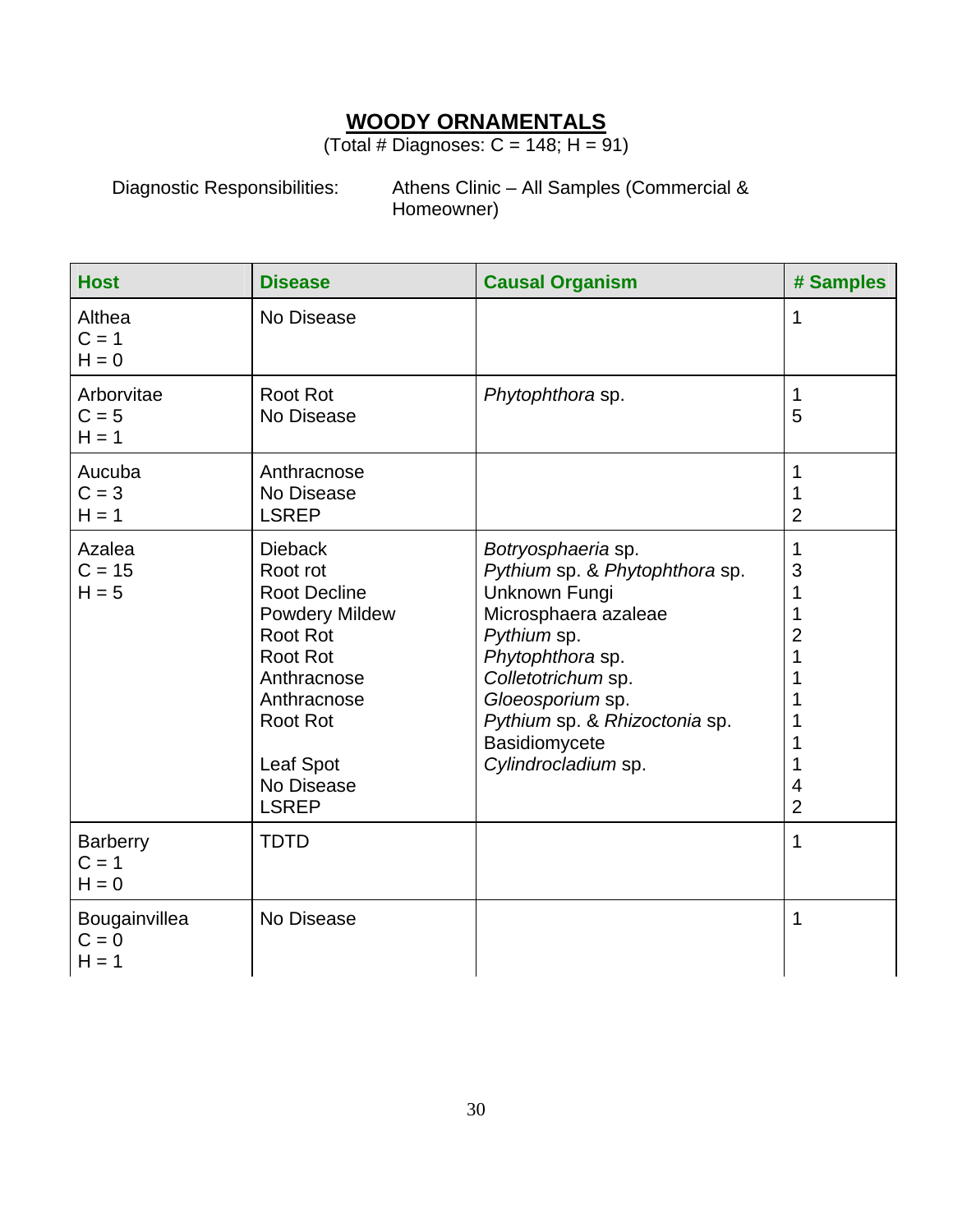# WOODY ORNAMENTALS

(Total # Diagnoses: C = 148; H = 91)

Diagnostic Responsibilities: Athens Clinic – All Samples (Commercial & Homeowner)

| Host | Disease | Causal Organism | # Samples |
|---|---|---|---|
| Althea<br>C = 1<br>H = 0 | No Disease | | 1 |
| Arborvitae<br>C = 5<br>H = 1 | Root Rot | *Phytophthora* sp. | 1 |
| | No Disease | | 5 |
| Aucuba<br>C = 3<br>H = 1 | Anthracnose | | 1 |
| | No Disease | | 1 |
| | LSREP | | 2 |
| Azalea<br>C = 15<br>H = 5 | Dieback | *Botryosphaeria* sp. | 1 |
| | Root rot | *Pythium* sp. & *Phytophthora* sp. | 3 |
| | Root Decline | Unknown Fungi | 1 |
| | Powdery Mildew | Microsphaera azaleae | 1 |
| | Root Rot | *Pythium* sp. | 2 |
| | Root Rot | *Phytophthora* sp. | 1 |
| | Anthracnose | *Colletotrichum* sp. | 1 |
| | Anthracnose | *Gloeosporium* sp. | 1 |
| | Root Rot | *Pythium* sp. & *Rhizoctonia* sp. | 1 |
| | | Basidiomycete | 1 |
| | Leaf Spot | *Cylindrocladium* sp. | 1 |
| | No Disease | | 4 |
| | LSREP | | 2 |
| Barberry<br>C = 1<br>H = 0 | TDTD | | 1 |
| Bougainvillea<br>C = 0<br>H = 1 | No Disease | | 1 |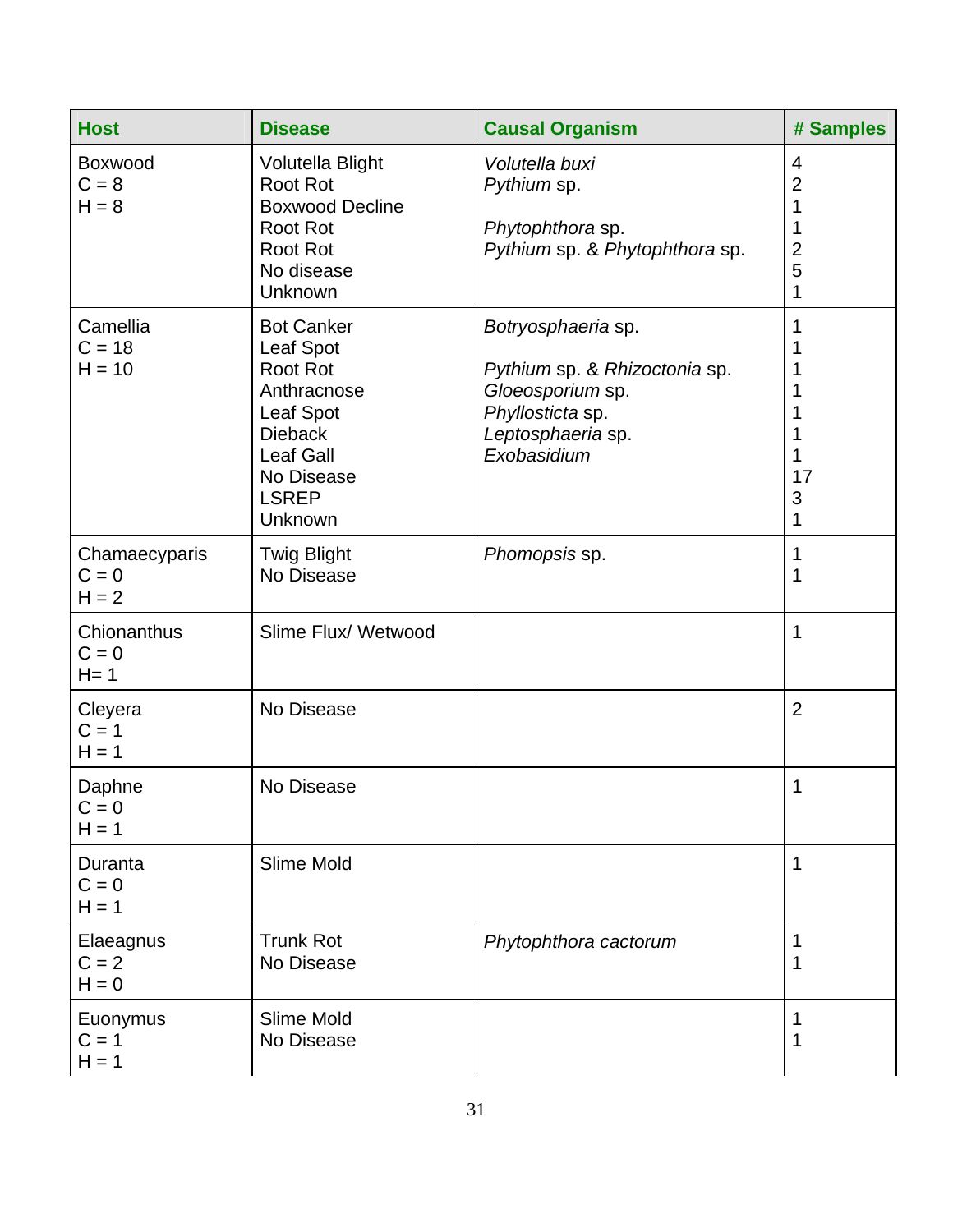| Host | Disease | Causal Organism | # Samples |
|---|---|---|---|
| Boxwood<br>C = 8<br>H = 8 | Volutella Blight<br>Root Rot<br>Boxwood Decline<br>Root Rot<br>Root Rot<br>No disease<br>Unknown | *Volutella buxi*<br>*Pythium* sp.<br><br>*Phytophthora* sp.<br>*Pythium* sp. & *Phytophthora* sp. | 4<br>2<br>1<br>1<br>2<br>5<br>1 |
| Camellia<br>C = 18<br>H = 10 | Bot Canker<br>Leaf Spot<br>Root Rot<br>Anthracnose<br>Leaf Spot<br>Dieback<br>Leaf Gall<br>No Disease<br>LSREP<br>Unknown | *Botryosphaeria* sp.<br><br>*Pythium* sp. & *Rhizoctonia* sp.<br>*Gloeosporium* sp.<br>*Phyllosticta* sp.<br>*Leptosphaeria* sp.<br>*Exobasidium* | 1<br>1<br>1<br>1<br>1<br>1<br>1<br>17<br>3<br>1 |
| Chamaecyparis<br>C = 0<br>H = 2 | Twig Blight<br>No Disease | *Phomopsis* sp. | 1<br>1 |
| Chionanthus<br>C = 0<br>H= 1 | Slime Flux/ Wetwood | | 1 |
| Cleyera<br>C = 1<br>H = 1 | No Disease | | 2 |
| Daphne<br>C = 0<br>H = 1 | No Disease | | 1 |
| Duranta<br>C = 0<br>H = 1 | Slime Mold | | 1 |
| Elaeagnus<br>C = 2<br>H = 0 | Trunk Rot<br>No Disease | *Phytophthora cactorum* | 1<br>1 |
| Euonymus<br>C = 1<br>H = 1 | Slime Mold<br>No Disease | | 1<br>1 |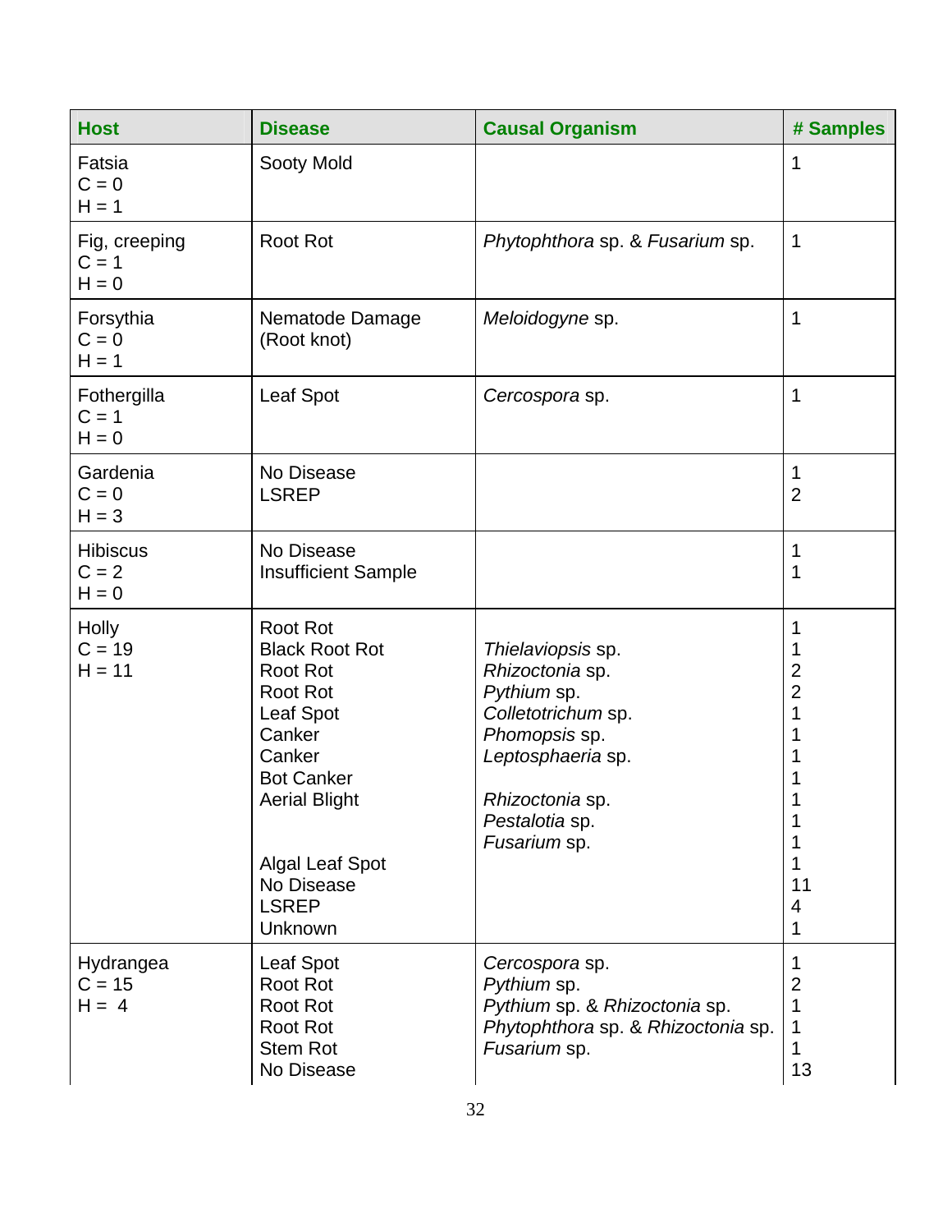| Host | Disease | Causal Organism | # Samples |
|---|---|---|---|
| Fatsia<br>C = 0<br>H = 1 | Sooty Mold | | 1 |
| Fig, creeping<br>C = 1<br>H = 0 | Root Rot | *Phytophthora* sp. & *Fusarium* sp. | 1 |
| Forsythia<br>C = 0<br>H = 1 | Nematode Damage (Root knot) | *Meloidogyne* sp. | 1 |
| Fothergilla<br>C = 1<br>H = 0 | Leaf Spot | *Cercospora* sp. | 1 |
| Gardenia<br>C = 0<br>H = 3 | No Disease | | 1 |
| | LSREP | | 2 |
| Hibiscus<br>C = 2<br>H = 0 | No Disease | | 1 |
| | Insufficient Sample | | 1 |
| Holly<br>C = 19<br>H = 11 | Root Rot | | 1 |
| | Black Root Rot | *Thielaviopsis* sp. | 1 |
| | Root Rot | *Rhizoctonia* sp. | 2 |
| | Root Rot | *Pythium* sp. | 2 |
| | Leaf Spot | *Colletotrichum* sp. | 1 |
| | Canker | *Phomopsis* sp. | 1 |
| | Canker | *Leptosphaeria* sp. | 1 |
| | Bot Canker | | 1 |
| | Aerial Blight | *Rhizoctonia* sp. | 1 |
| | | *Pestalotia* sp. | 1 |
| | | *Fusarium* sp. | 1 |
| | Algal Leaf Spot | | 1 |
| | No Disease | | 11 |
| | LSREP | | 4 |
| | Unknown | | 1 |
| Hydrangea<br>C = 15<br>H = 4 | Leaf Spot | *Cercospora* sp. | 1 |
| | Root Rot | *Pythium* sp. | 2 |
| | Root Rot | *Pythium* sp. & *Rhizoctonia* sp. | 1 |
| | Root Rot | *Phytophthora* sp. & *Rhizoctonia* sp. | 1 |
| | Stem Rot | *Fusarium* sp. | 1 |
| | No Disease | | 13 |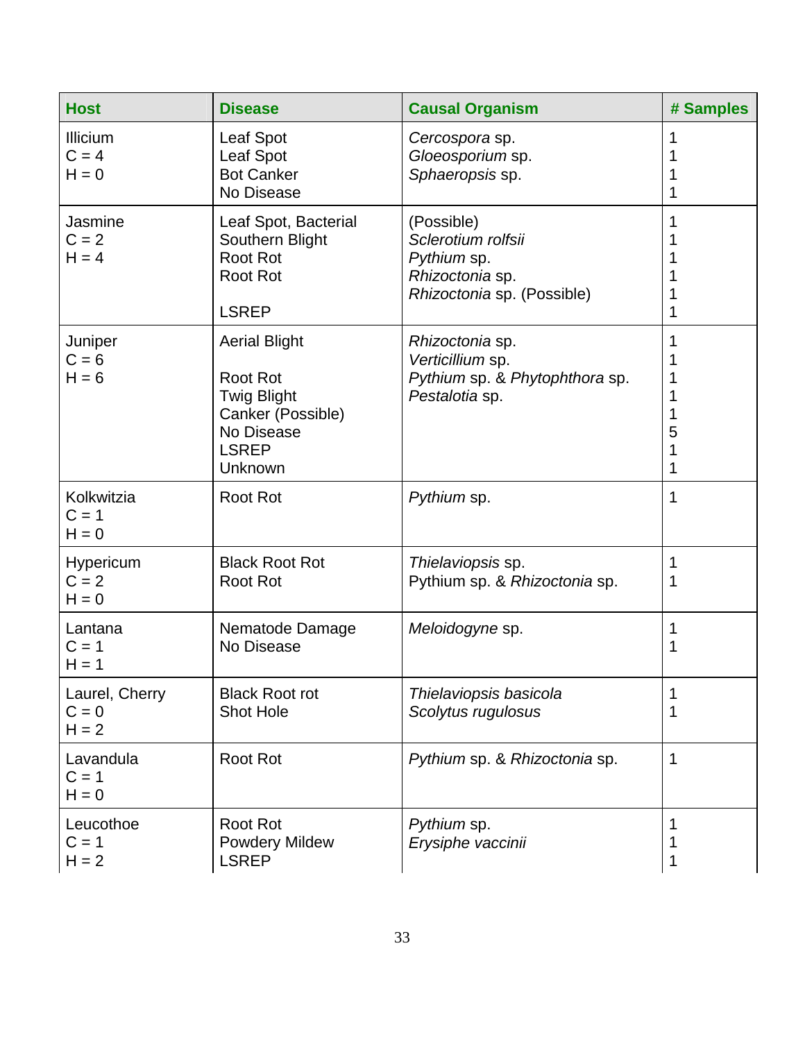| Host | Disease | Causal Organism | # Samples |
|---|---|---|---|
| Illicium<br>C = 4<br>H = 0 | Leaf Spot<br>Leaf Spot<br>Bot Canker<br>No Disease | *Cercospora* sp.<br>*Gloeosporium* sp.<br>*Sphaeropsis* sp. | 1<br>1<br>1<br>1 |
| Jasmine<br>C = 2<br>H = 4 | Leaf Spot, Bacterial<br>Southern Blight<br>Root Rot<br>Root Rot<br><br>LSREP | (Possible)<br>*Sclerotium rolfsii*<br>*Pythium* sp.<br>*Rhizoctonia* sp.<br>*Rhizoctonia* sp. (Possible) | 1<br>1<br>1<br>1<br>1<br>1 |
| Juniper<br>C = 6<br>H = 6 | Aerial Blight<br><br>Root Rot<br>Twig Blight<br>Canker (Possible)<br>No Disease<br>LSREP<br>Unknown | *Rhizoctonia* sp.<br>*Verticillium* sp.<br>*Pythium* sp. & *Phytophthora* sp.<br>*Pestalotia* sp. | 1<br>1<br>1<br>1<br>1<br>5<br>1<br>1 |
| Kolkwitzia<br>C = 1<br>H = 0 | Root Rot | *Pythium* sp. | 1 |
| Hypericum<br>C = 2<br>H = 0 | Black Root Rot<br>Root Rot | *Thielaviopsis* sp.<br>Pythium sp. & *Rhizoctonia* sp. | 1<br>1 |
| Lantana<br>C = 1<br>H = 1 | Nematode Damage<br>No Disease | *Meloidogyne* sp. | 1<br>1 |
| Laurel, Cherry<br>C = 0<br>H = 2 | Black Root rot<br>Shot Hole | *Thielaviopsis basicola*<br>*Scolytus rugulosus* | 1<br>1 |
| Lavandula<br>C = 1<br>H = 0 | Root Rot | *Pythium* sp. & *Rhizoctonia* sp. | 1 |
| Leucothoe<br>C = 1<br>H = 2 | Root Rot<br>Powdery Mildew<br>LSREP | *Pythium* sp.<br>*Erysiphe vaccinii* | 1<br>1<br>1 |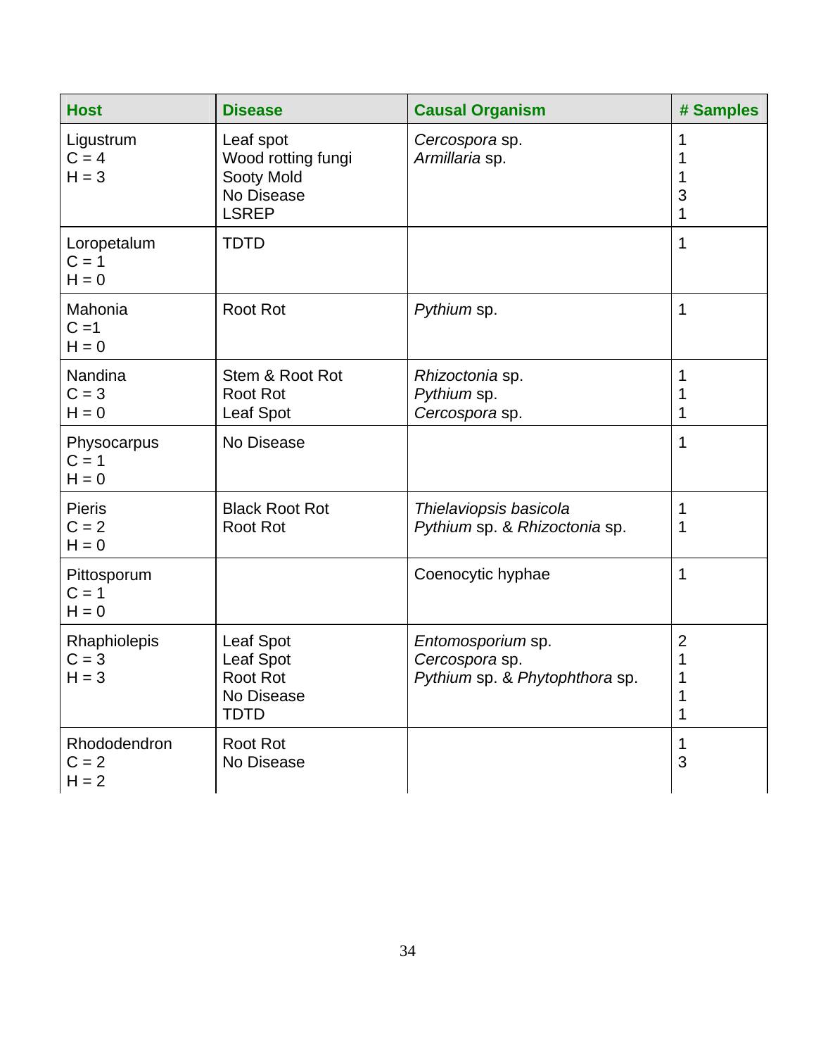| Host | Disease | Causal Organism | # Samples |
|---|---|---|---|
| Ligustrum<br>C = 4<br>H = 3 | Leaf spot<br>Wood rotting fungi<br>Sooty Mold<br>No Disease<br>LSREP | *Cercospora* sp.<br>*Armillaria* sp. | 1<br>1<br>1<br>3<br>1 |
| Loropetalum<br>C = 1<br>H = 0 | TDTD | | 1 |
| Mahonia<br>C =1<br>H = 0 | Root Rot | *Pythium* sp. | 1 |
| Nandina<br>C = 3<br>H = 0 | Stem & Root Rot<br>Root Rot<br>Leaf Spot | *Rhizoctonia* sp.<br>*Pythium* sp.<br>*Cercospora* sp. | 1<br>1<br>1 |
| Physocarpus<br>C = 1<br>H = 0 | No Disease | | 1 |
| Pieris<br>C = 2<br>H = 0 | Black Root Rot<br>Root Rot | *Thielaviopsis basicola*<br>*Pythium* sp. & *Rhizoctonia* sp. | 1<br>1 |
| Pittosporum<br>C = 1<br>H = 0 | | Coenocytic hyphae | 1 |
| Rhaphiolepis<br>C = 3<br>H = 3 | Leaf Spot<br>Leaf Spot<br>Root Rot<br>No Disease<br>TDTD | *Entomosporium* sp.<br>*Cercospora* sp.<br>*Pythium* sp. & *Phytophthora* sp. | 2<br>1<br>1<br>1<br>1 |
| Rhododendron<br>C = 2<br>H = 2 | Root Rot<br>No Disease | | 1<br>3 |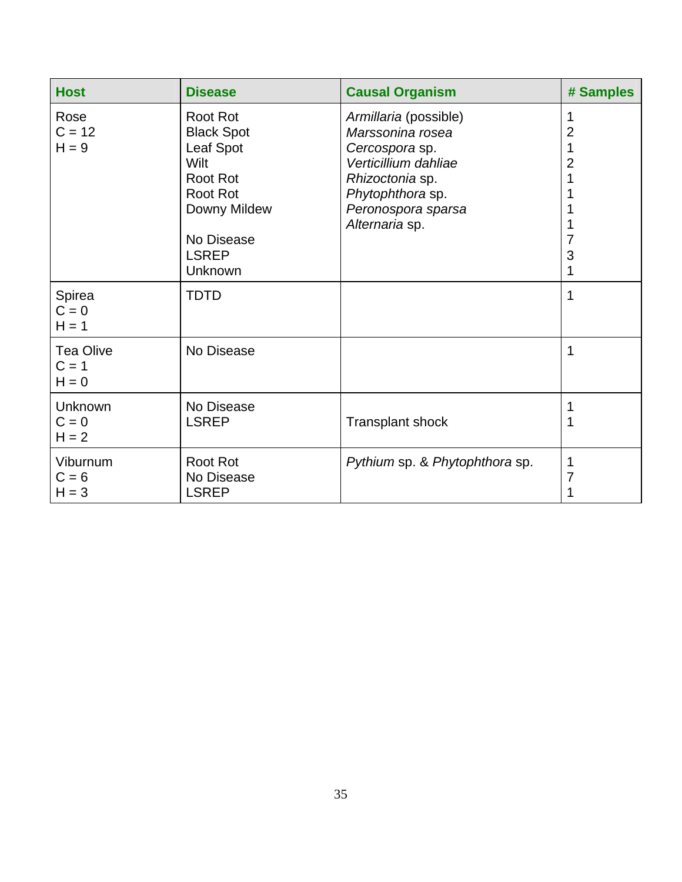| Host | Disease | Causal Organism | # Samples |
| --- | --- | --- | --- |
| Rose<br>C = 12<br>H = 9 | Root Rot<br>Black Spot<br>Leaf Spot<br>Wilt<br>Root Rot<br>Root Rot<br>Downy Mildew<br><br>No Disease<br>LSREP<br>Unknown | *Armillaria* (possible)<br>*Marssonina rosea*<br>*Cercospora* sp.<br>*Verticillium dahliae*<br>*Rhizoctonia* sp.<br>*Phytophthora* sp.<br>*Peronospora sparsa*<br>*Alternaria* sp. | 1<br>2<br>1<br>2<br>1<br>1<br>1<br>1<br>7<br>3<br>1 |
| Spirea<br>C = 0<br>H = 1 | TDTD | | 1 |
| Tea Olive<br>C = 1<br>H = 0 | No Disease | | 1 |
| Unknown<br>C = 0<br>H = 2 | No Disease<br>LSREP | <br>Transplant shock | 1<br>1 |
| Viburnum<br>C = 6<br>H = 3 | Root Rot<br>No Disease<br>LSREP | *Pythium* sp. & *Phytophthora* sp. | 1<br>7<br>1 |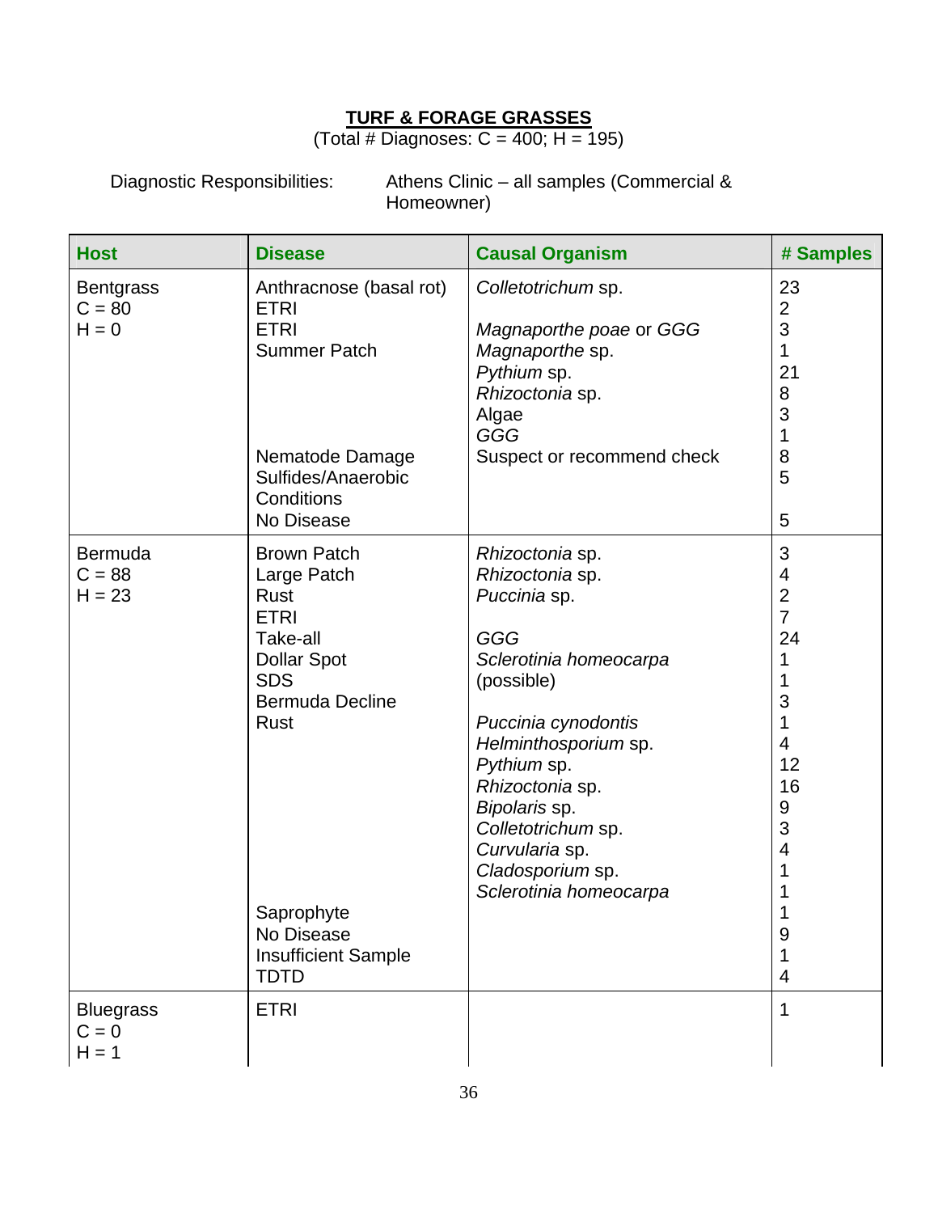## TURF & FORAGE GRASSES

(Total # Diagnoses: C = 400; H = 195)

Diagnostic Responsibilities: Athens Clinic – all samples (Commercial & Homeowner)

| Host | Disease | Causal Organism | # Samples |
|---|---|---|---|
| Bentgrass | Anthracnose (basal rot) | *Colletotrichum* sp. | 23 |
| C = 80 | ETRI | | 2 |
| H = 0 | ETRI | *Magnaporthe poae* or *GGG* | 3 |
| | Summer Patch | *Magnaporthe* sp. | 1 |
| | | *Pythium* sp. | 21 |
| | | *Rhizoctonia* sp. | 8 |
| | | Algae | 3 |
| | | *GGG* | 1 |
| | Nematode Damage | Suspect or recommend check | 8 |
| | Sulfides/Anaerobic Conditions | | 5 |
| | No Disease | | 5 |
| Bermuda | Brown Patch | *Rhizoctonia* sp. | 3 |
| C = 88 | Large Patch | *Rhizoctonia* sp. | 4 |
| H = 23 | Rust | *Puccinia* sp. | 2 |
| | ETRI | | 7 |
| | Take-all | *GGG* | 24 |
| | Dollar Spot | *Sclerotinia homeocarpa* | 1 |
| | SDS | (possible) | 1 |
| | Bermuda Decline | | 3 |
| | Rust | *Puccinia cynodontis* | 1 |
| | | *Helminthosporium* sp. | 4 |
| | | *Pythium* sp. | 12 |
| | | *Rhizoctonia* sp. | 16 |
| | | *Bipolaris* sp. | 9 |
| | | *Colletotrichum* sp. | 3 |
| | | *Curvularia* sp. | 4 |
| | | *Cladosporium* sp. | 1 |
| | | *Sclerotinia homeocarpa* | 1 |
| | Saprophyte | | 1 |
| | No Disease | | 9 |
| | Insufficient Sample | | 1 |
| | TDTD | | 4 |
| Bluegrass | ETRI | | 1 |
| C = 0 | | | |
| H = 1 | | | |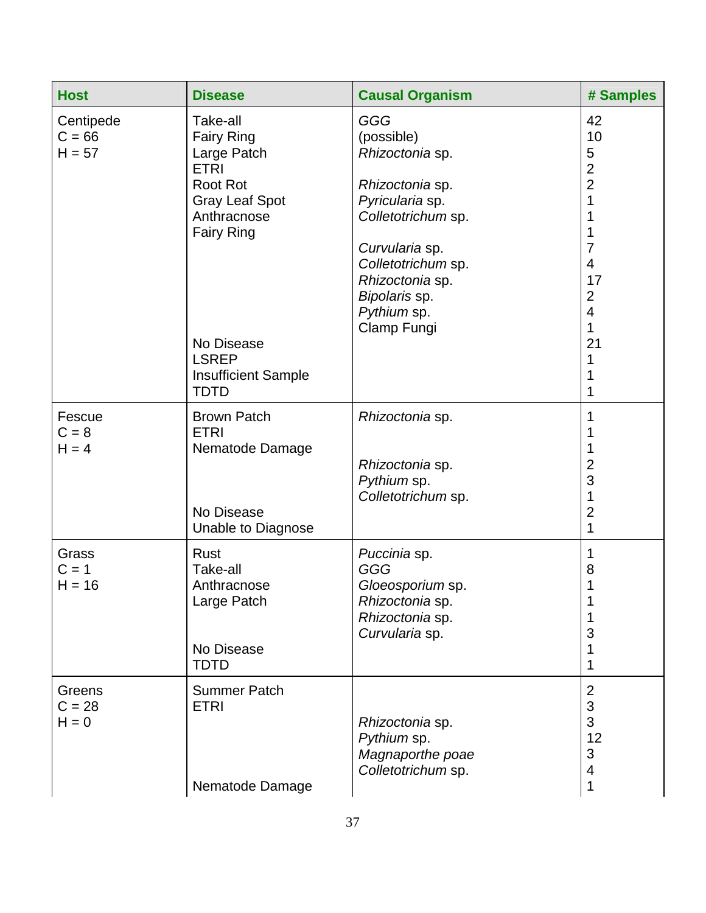| Host | Disease | Causal Organism | # Samples |
|---|---|---|---|
| Centipede | Take-all | *GGG* | 42 |
| C = 66 | Fairy Ring | (possible) | 10 |
| H = 57 | Large Patch | *Rhizoctonia* sp. | 5 |
| | ETRI | | 2 |
| | Root Rot | *Rhizoctonia* sp. | 2 |
| | Gray Leaf Spot | *Pyricularia* sp. | 1 |
| | Anthracnose | *Colletotrichum* sp. | 1 |
| | Fairy Ring | | 1 |
| | | *Curvularia* sp. | 7 |
| | | *Colletotrichum* sp. | 4 |
| | | *Rhizoctonia* sp. | 17 |
| | | *Bipolaris* sp. | 2 |
| | | *Pythium* sp. | 4 |
| | | Clamp Fungi | 1 |
| | No Disease | | 21 |
| | LSREP | | 1 |
| | Insufficient Sample | | 1 |
| | TDTD | | 1 |
| Fescue | Brown Patch | *Rhizoctonia* sp. | 1 |
| C = 8 | ETRI | | 1 |
| H = 4 | Nematode Damage | | 1 |
| | | *Rhizoctonia* sp. | 2 |
| | | *Pythium* sp. | 3 |
| | | *Colletotrichum* sp. | 1 |
| | No Disease | | 2 |
| | Unable to Diagnose | | 1 |
| Grass | Rust | *Puccinia* sp. | 1 |
| C = 1 | Take-all | *GGG* | 8 |
| H = 16 | Anthracnose | *Gloeosporium* sp. | 1 |
| | Large Patch | *Rhizoctonia* sp. | 1 |
| | | *Rhizoctonia* sp. | 1 |
| | | *Curvularia* sp. | 3 |
| | No Disease | | 1 |
| | TDTD | | 1 |
| Greens | Summer Patch | | 2 |
| C = 28 | ETRI | | 3 |
| H = 0 | | *Rhizoctonia* sp. | 3 |
| | | *Pythium* sp. | 12 |
| | | *Magnaporthe poae* | 3 |
| | | *Colletotrichum* sp. | 4 |
| | Nematode Damage | | 1 |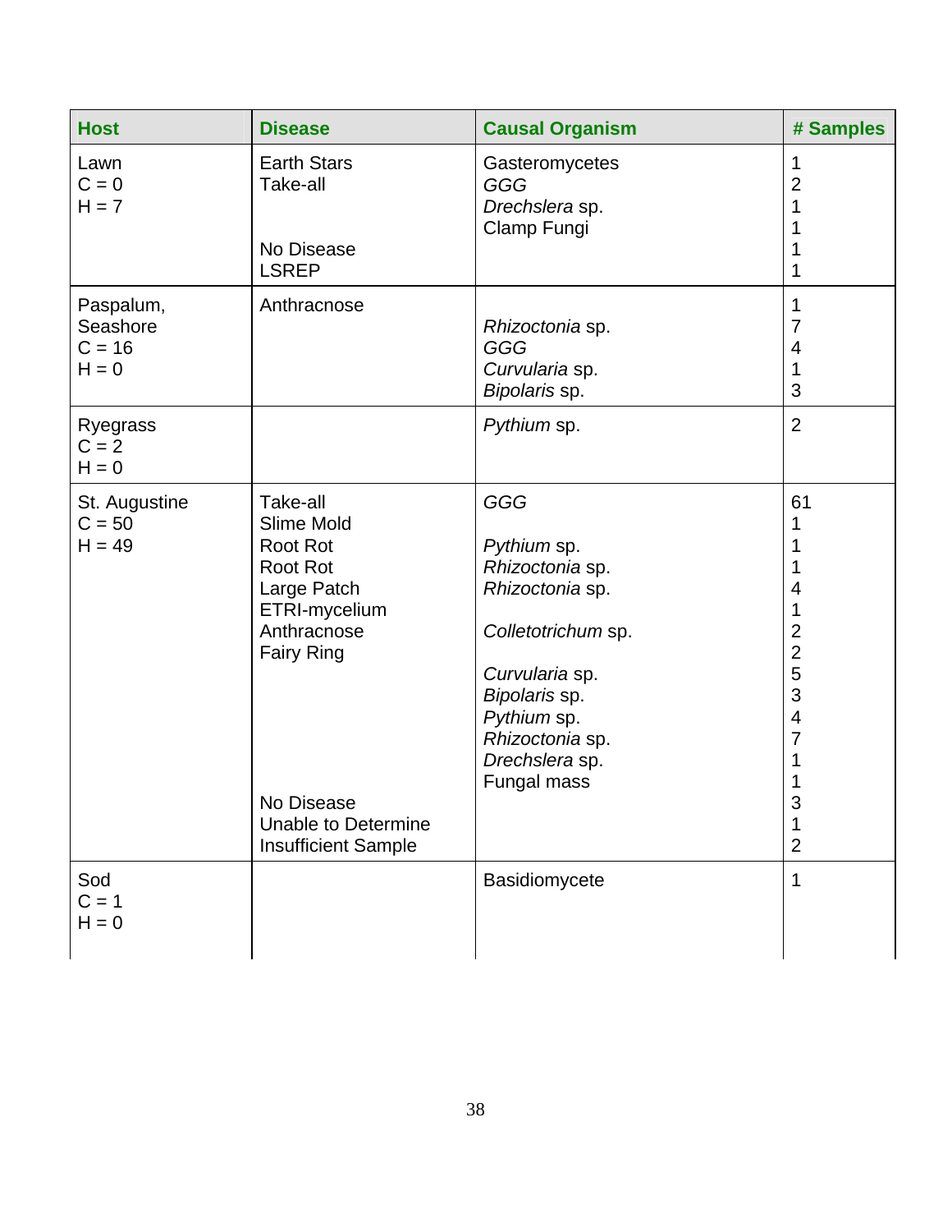| Host | Disease | Causal Organism | # Samples |
|---|---|---|---|
| Lawn | Earth Stars | Gasteromycetes | 1 |
| C = 0 | Take-all | *GGG* | 2 |
| H = 7 | | *Drechslera* sp. | 1 |
| | | Clamp Fungi | 1 |
| | No Disease | | 1 |
| | LSREP | | 1 |
| Paspalum, | Anthracnose | | 1 |
| Seashore | | *Rhizoctonia* sp. | 7 |
| C = 16 | | *GGG* | 4 |
| H = 0 | | *Curvularia* sp. | 1 |
| | | *Bipolaris* sp. | 3 |
| Ryegrass | | *Pythium* sp. | 2 |
| C = 2 | | | |
| H = 0 | | | |
| St. Augustine | Take-all | *GGG* | 61 |
| C = 50 | Slime Mold | | 1 |
| H = 49 | Root Rot | *Pythium* sp. | 1 |
| | Root Rot | *Rhizoctonia* sp. | 1 |
| | Large Patch | *Rhizoctonia* sp. | 4 |
| | ETRI-mycelium | | 1 |
| | Anthracnose | *Colletotrichum* sp. | 2 |
| | Fairy Ring | | 2 |
| | | *Curvularia* sp. | 5 |
| | | *Bipolaris* sp. | 3 |
| | | *Pythium* sp. | 4 |
| | | *Rhizoctonia* sp. | 7 |
| | | *Drechslera* sp. | 1 |
| | | Fungal mass | 1 |
| | No Disease | | 3 |
| | Unable to Determine | | 1 |
| | Insufficient Sample | | 2 |
| Sod | | Basidiomycete | 1 |
| C = 1 | | | |
| H = 0 | | | |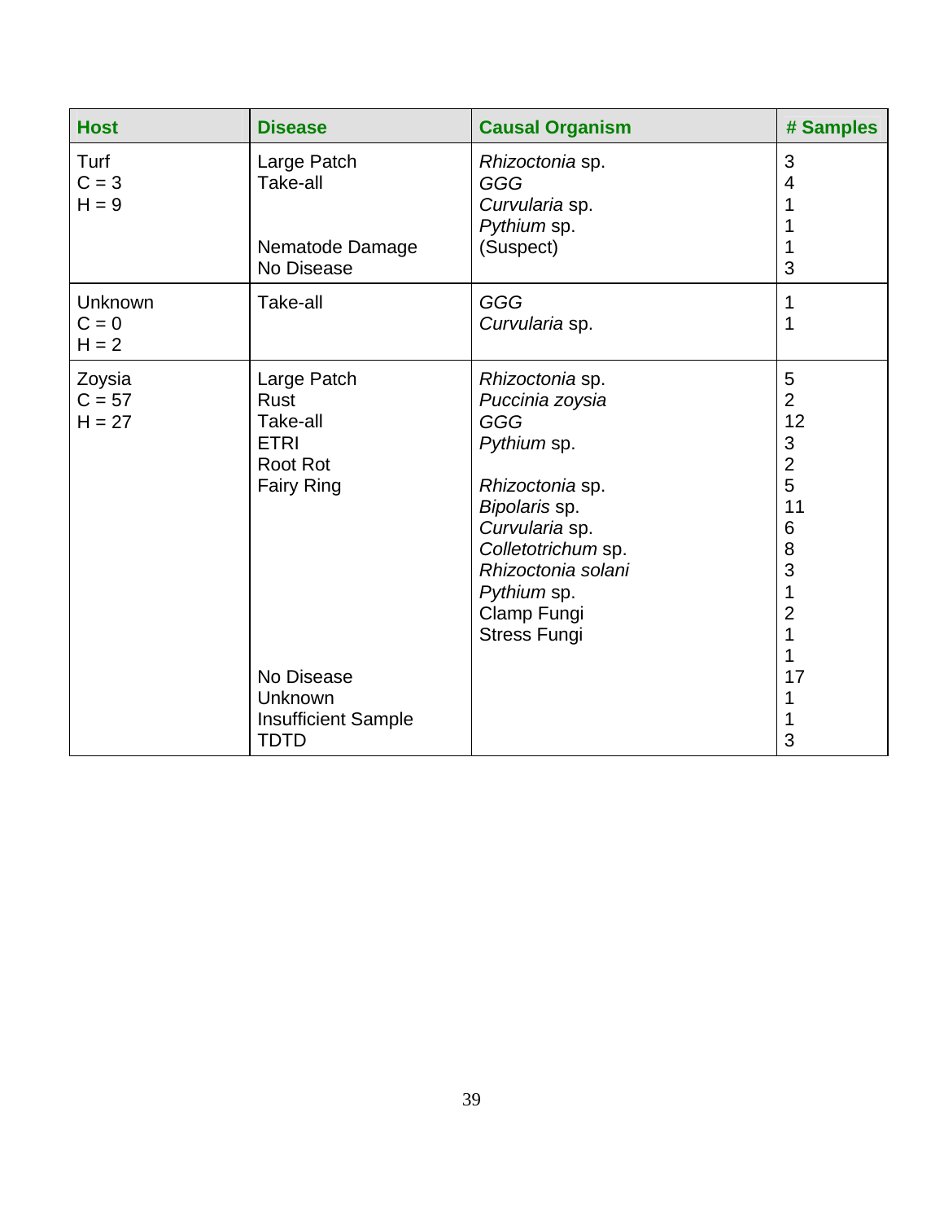| Host | Disease | Causal Organism | # Samples |
| --- | --- | --- | --- |
| Turf | Large Patch | *Rhizoctonia* sp. | 3 |
| C = 3 | Take-all | *GGG* | 4 |
| H = 9 | | *Curvularia* sp. | 1 |
| | | *Pythium* sp. | 1 |
| | Nematode Damage | (Suspect) | 1 |
| | No Disease | | 3 |
| Unknown | Take-all | *GGG* | 1 |
| C = 0 | | *Curvularia* sp. | 1 |
| H = 2 | | | |
| Zoysia | Large Patch | *Rhizoctonia* sp. | 5 |
| C = 57 | Rust | *Puccinia zoysia* | 2 |
| H = 27 | Take-all | *GGG* | 12 |
| | ETRI | *Pythium* sp. | 3 |
| | Root Rot | | 2 |
| | Fairy Ring | *Rhizoctonia* sp. | 5 |
| | | *Bipolaris* sp. | 11 |
| | | *Curvularia* sp. | 6 |
| | | *Colletotrichum* sp. | 8 |
| | | *Rhizoctonia solani* | 3 |
| | | *Pythium* sp. | 1 |
| | | Clamp Fungi | 2 |
| | | Stress Fungi | 1 |
| | | | 1 |
| | No Disease | | 17 |
| | Unknown | | 1 |
| | Insufficient Sample | | 1 |
| | TDTD | | 3 |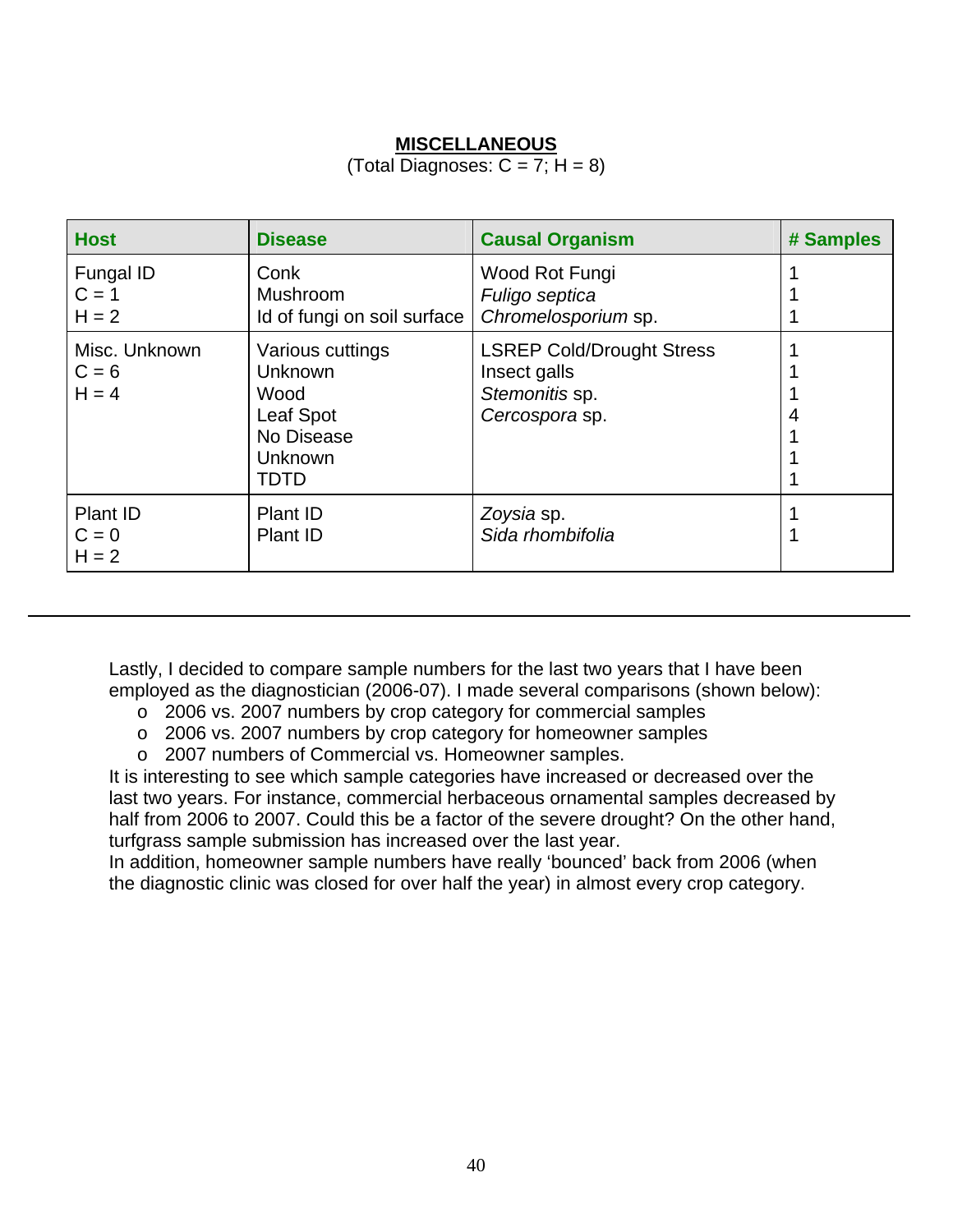**MISCELLANEOUS**

(Total Diagnoses: C = 7; H = 8)

| Host | Disease | Causal Organism | # Samples |
|---|---|---|---|
| Fungal ID<br>C = 1<br>H = 2 | Conk<br>Mushroom<br>Id of fungi on soil surface | Wood Rot Fungi<br>*Fuligo septica*<br>*Chromelosporium* sp. | 1<br>1<br>1 |
| Misc. Unknown<br>C = 6<br>H = 4 | Various cuttings<br>Unknown<br>Wood<br>Leaf Spot<br>No Disease<br>Unknown<br>TDTD | LSREP Cold/Drought Stress<br>Insect galls<br>*Stemonitis* sp.<br>*Cercospora* sp. | 1<br>1<br>1<br>4<br>1<br>1<br>1 |
| Plant ID<br>C = 0<br>H = 2 | Plant ID<br>Plant ID | *Zoysia* sp.<br>*Sida rhombifolia* | 1<br>1 |

---

Lastly, I decided to compare sample numbers for the last two years that I have been employed as the diagnostician (2006-07). I made several comparisons (shown below):

- 2006 vs. 2007 numbers by crop category for commercial samples
- 2006 vs. 2007 numbers by crop category for homeowner samples
- 2007 numbers of Commercial vs. Homeowner samples.

It is interesting to see which sample categories have increased or decreased over the last two years. For instance, commercial herbaceous ornamental samples decreased by half from 2006 to 2007. Could this be a factor of the severe drought? On the other hand, turfgrass sample submission has increased over the last year.

In addition, homeowner sample numbers have really 'bounced' back from 2006 (when the diagnostic clinic was closed for over half the year) in almost every crop category.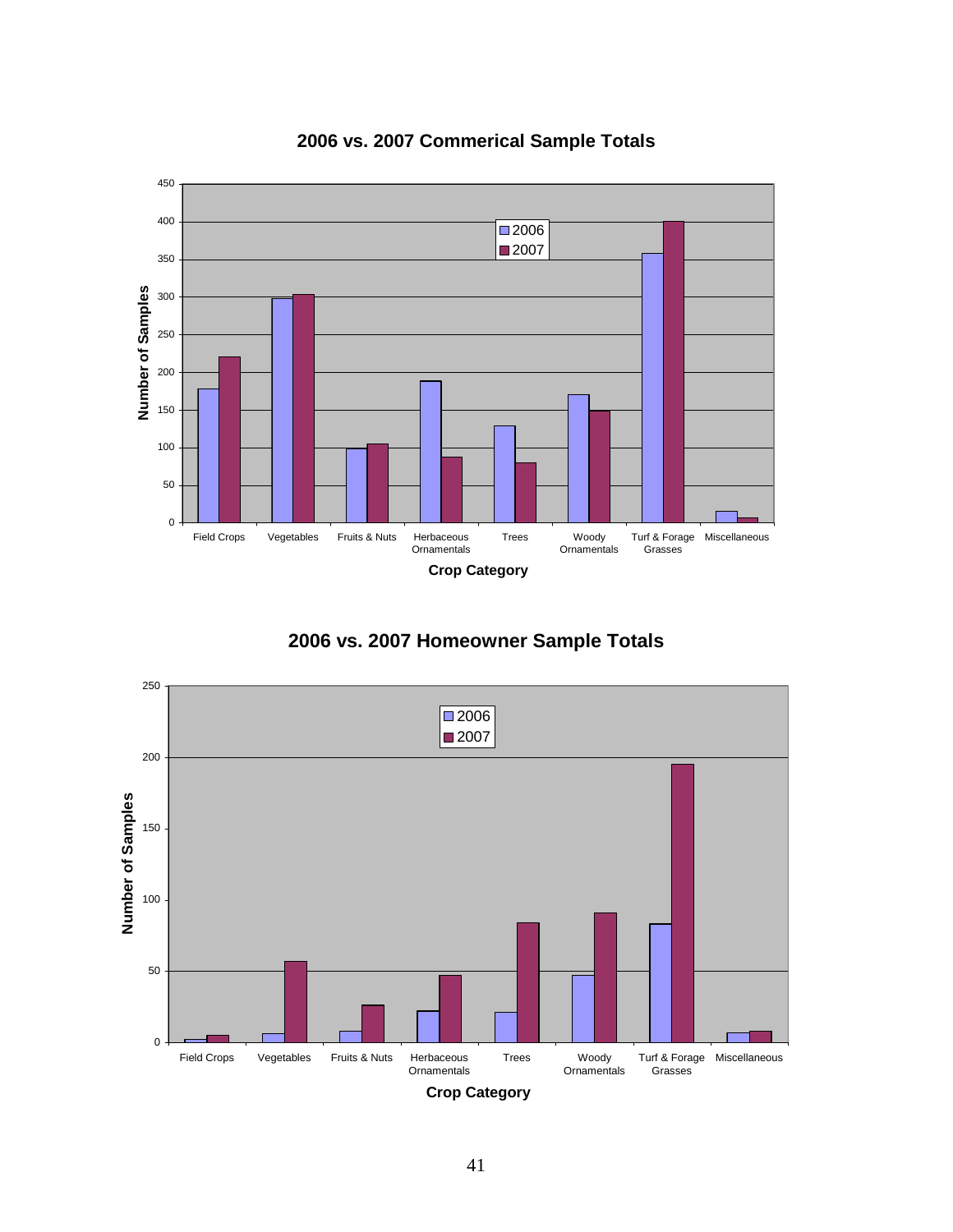## 2006 vs. 2007 Commerical Sample Totals

## 2006 vs. 2007 Homeowner Sample Totals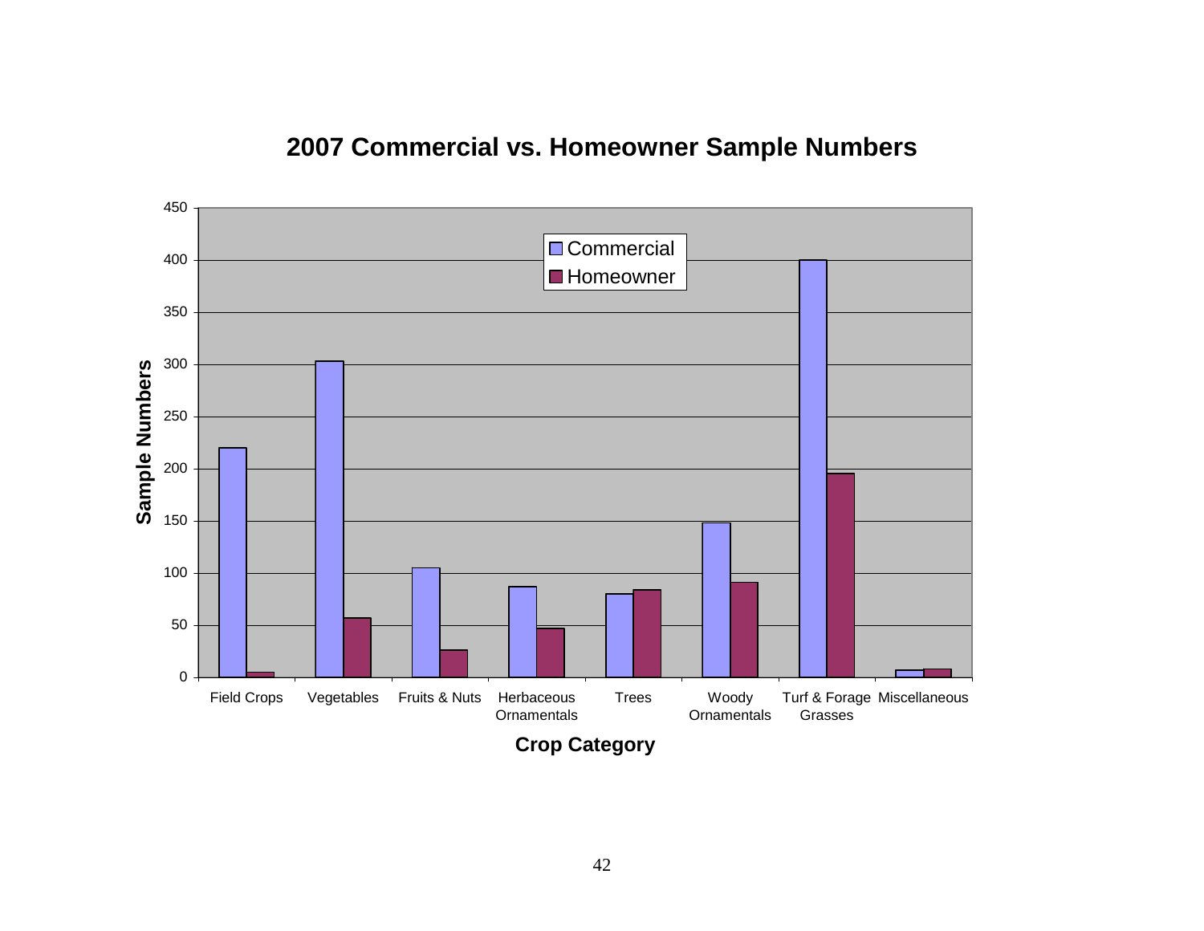**2007 Commercial vs. Homeowner Sample Numbers**

Commercial
Homeowner

Sample Numbers

450
400
350
300
250
200
150
100
50
0

Field Crops
Vegetables
Fruits & Nuts
Herbaceous Ornamentals
Trees
Woody Ornamentals
Turf & Forage Grasses
Miscellaneous

Crop Category